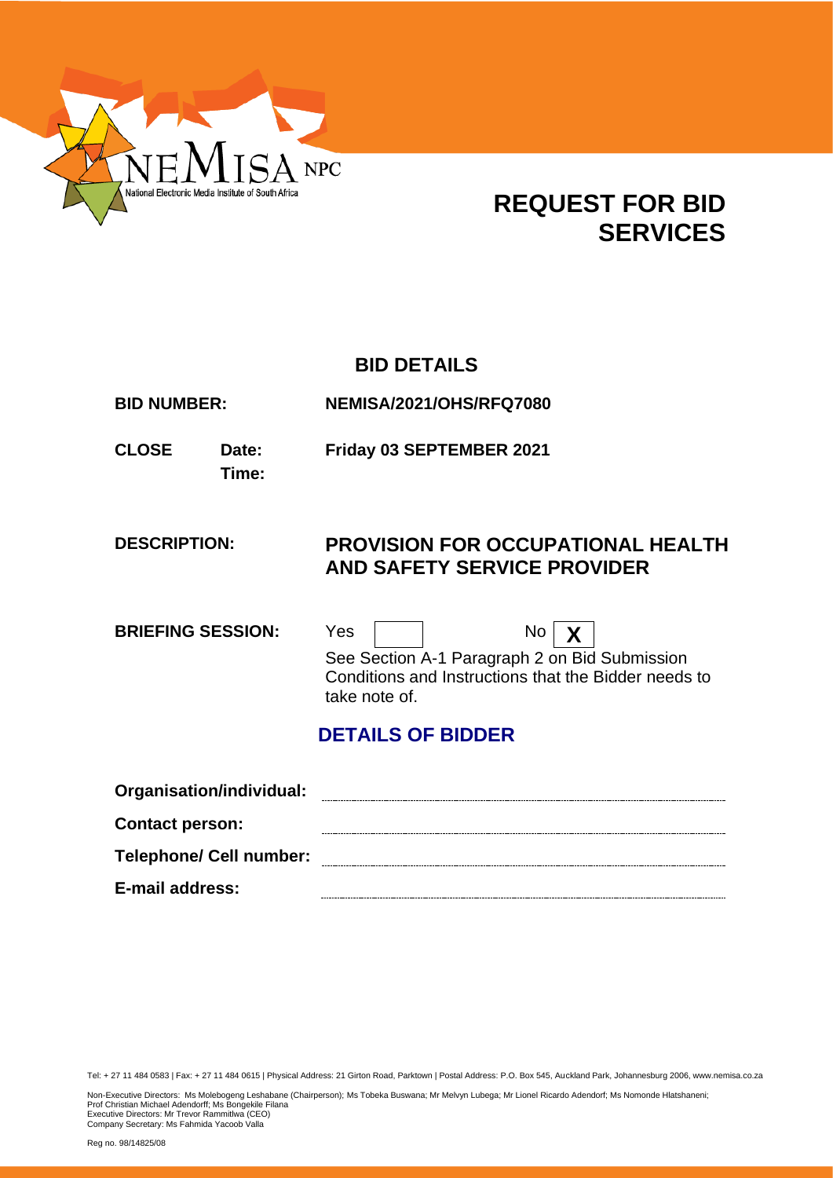NEMISA NPC
National Electronic Media Institute of South Africa

# REQUEST FOR BID SERVICES

## BID DETAILS

| | |
|---|---|
| **BID NUMBER:** | **NEMISA/2021/OHS/RFQ7080** |
| **CLOSE Date:** | **Friday 03 SEPTEMBER 2021** |
| **Time:** | |
| **DESCRIPTION:** | **PROVISION FOR OCCUPATIONAL HEALTH AND SAFETY SERVICE PROVIDER** |
| **BRIEFING SESSION:** | Yes [ ] No [**X**] |

See Section A-1 Paragraph 2 on Bid Submission Conditions and Instructions that the Bidder needs to take note of.

## DETAILS OF BIDDER

**Organisation/individual:** ____________________

**Contact person:** ____________________

**Telephone/ Cell number:** ____________________

**E-mail address:** ____________________

Tel: + 27 11 484 0583 | Fax: + 27 11 484 0615 | Physical Address: 21 Girton Road, Parktown | Postal Address: P.O. Box 545, Auckland Park, Johannesburg 2006, www.nemisa.co.za

Non-Executive Directors: Ms Molebogeng Leshabane (Chairperson); Ms Tobeka Buswana; Mr Melvyn Lubega; Mr Lionel Ricardo Adendorf; Ms Nomonde Hlatshaneni; Prof Christian Michael Adendorff; Ms Bongekile Filana
Executive Directors: Mr Trevor Rammitlwa (CEO)
Company Secretary: Ms Fahmida Yacoob Valla

Reg no. 98/14825/08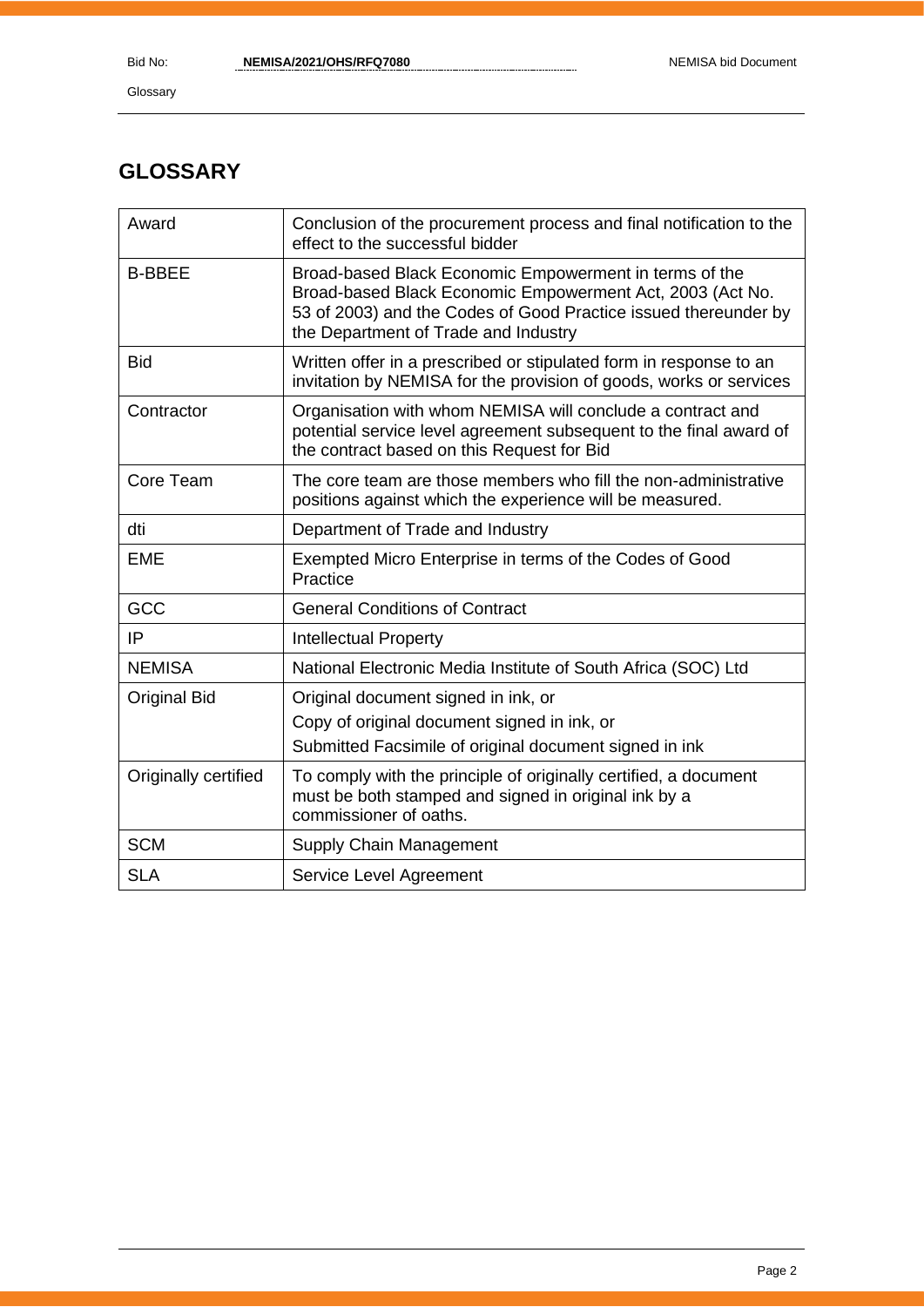## GLOSSARY

| Award | Conclusion of the procurement process and final notification to the effect to the successful bidder |
|---|---|
| B-BBEE | Broad-based Black Economic Empowerment in terms of the Broad-based Black Economic Empowerment Act, 2003 (Act No. 53 of 2003) and the Codes of Good Practice issued thereunder by the Department of Trade and Industry |
| Bid | Written offer in a prescribed or stipulated form in response to an invitation by NEMISA for the provision of goods, works or services |
| Contractor | Organisation with whom NEMISA will conclude a contract and potential service level agreement subsequent to the final award of the contract based on this Request for Bid |
| Core Team | The core team are those members who fill the non-administrative positions against which the experience will be measured. |
| dti | Department of Trade and Industry |
| EME | Exempted Micro Enterprise in terms of the Codes of Good Practice |
| GCC | General Conditions of Contract |
| IP | Intellectual Property |
| NEMISA | National Electronic Media Institute of South Africa (SOC) Ltd |
| Original Bid | Original document signed in ink, or<br>Copy of original document signed in ink, or<br>Submitted Facsimile of original document signed in ink |
| Originally certified | To comply with the principle of originally certified, a document must be both stamped and signed in original ink by a commissioner of oaths. |
| SCM | Supply Chain Management |
| SLA | Service Level Agreement |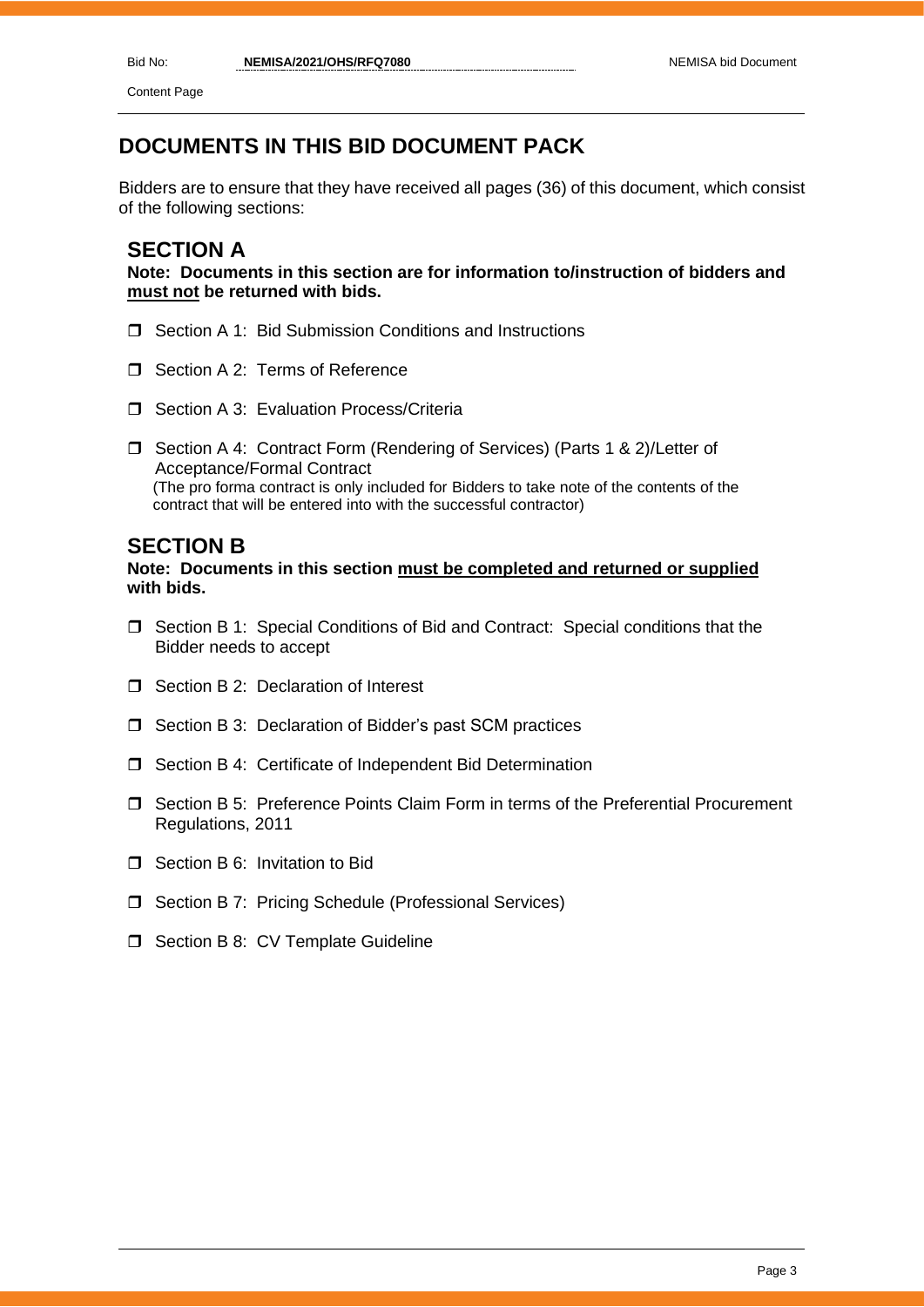# DOCUMENTS IN THIS BID DOCUMENT PACK

Bidders are to ensure that they have received all pages (36) of this document, which consist of the following sections:

## SECTION A

**Note: Documents in this section are for information to/instruction of bidders and <u>must not</u> be returned with bids.**

- ☐ Section A 1: Bid Submission Conditions and Instructions
- ☐ Section A 2: Terms of Reference
- ☐ Section A 3: Evaluation Process/Criteria
- ☐ Section A 4: Contract Form (Rendering of Services) (Parts 1 & 2)/Letter of Acceptance/Formal Contract
  (The pro forma contract is only included for Bidders to take note of the contents of the contract that will be entered into with the successful contractor)

## SECTION B

**Note: Documents in this section <u>must be completed and returned or supplied</u> with bids.**

- ☐ Section B 1: Special Conditions of Bid and Contract: Special conditions that the Bidder needs to accept
- ☐ Section B 2: Declaration of Interest
- ☐ Section B 3: Declaration of Bidder's past SCM practices
- ☐ Section B 4: Certificate of Independent Bid Determination
- ☐ Section B 5: Preference Points Claim Form in terms of the Preferential Procurement Regulations, 2011
- ☐ Section B 6: Invitation to Bid
- ☐ Section B 7: Pricing Schedule (Professional Services)
- ☐ Section B 8: CV Template Guideline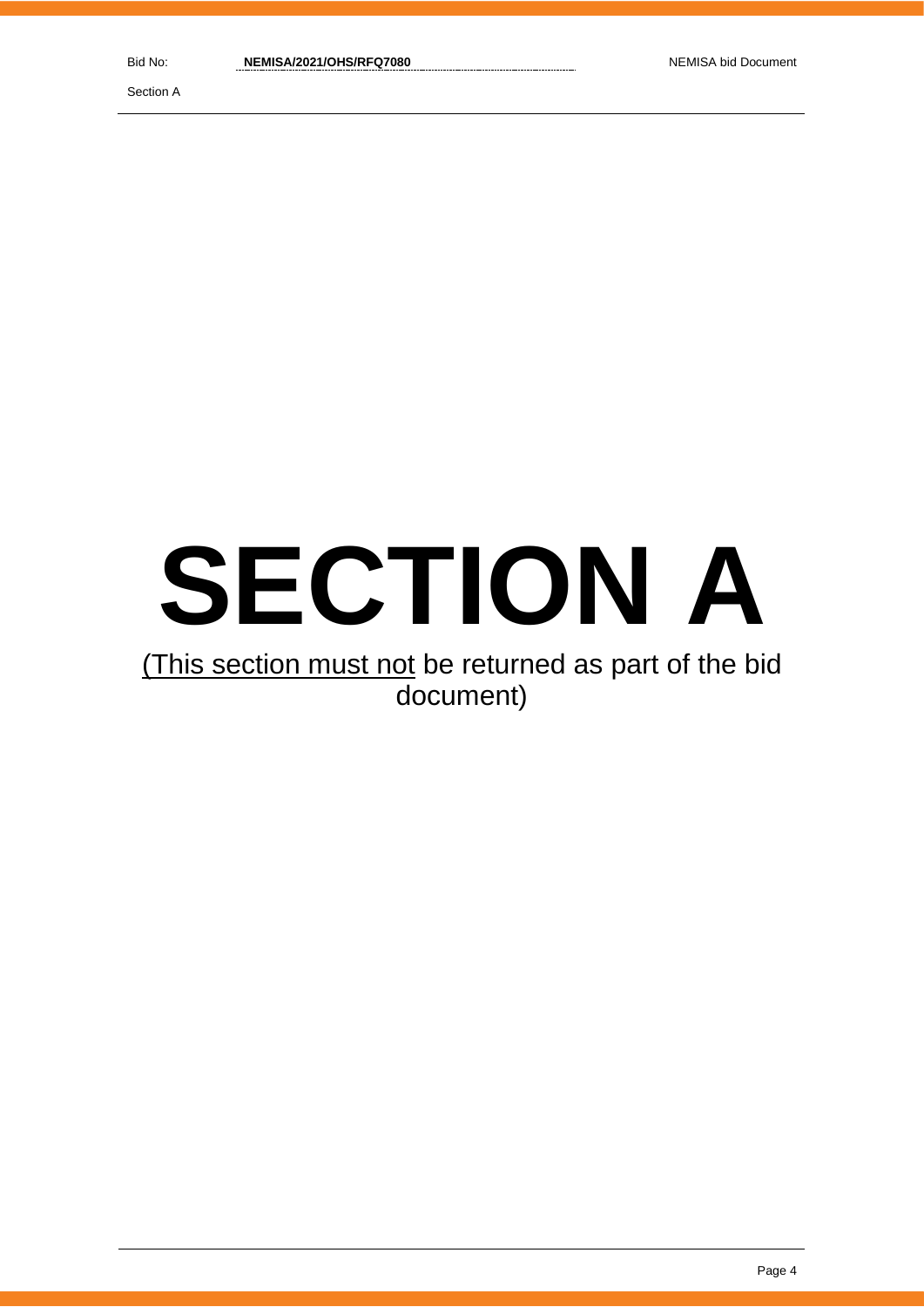# SECTION A

<u>(This section must not</u> be returned as part of the bid document)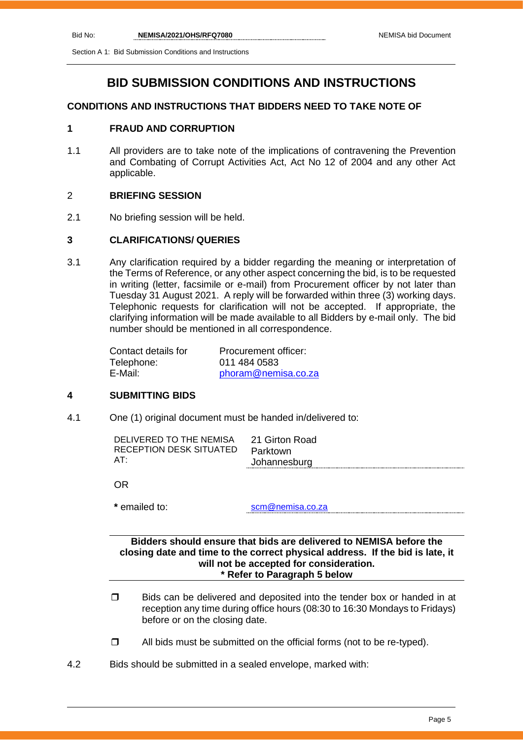# BID SUBMISSION CONDITIONS AND INSTRUCTIONS

### CONDITIONS AND INSTRUCTIONS THAT BIDDERS NEED TO TAKE NOTE OF

### 1 FRAUD AND CORRUPTION

1.1 All providers are to take note of the implications of contravening the Prevention and Combating of Corrupt Activities Act, Act No 12 of 2004 and any other Act applicable.

### 2 BRIEFING SESSION

2.1 No briefing session will be held.

### 3 CLARIFICATIONS/ QUERIES

3.1 Any clarification required by a bidder regarding the meaning or interpretation of the Terms of Reference, or any other aspect concerning the bid, is to be requested in writing (letter, facsimile or e-mail) from Procurement officer by not later than Tuesday 31 August 2021. A reply will be forwarded within three (3) working days. Telephonic requests for clarification will not be accepted. If appropriate, the clarifying information will be made available to all Bidders by e-mail only. The bid number should be mentioned in all correspondence.

| Contact details for | Procurement officer: |
|---|---|
| Telephone: | 011 484 0583 |
| E-Mail: | phoram@nemisa.co.za |

### 4 SUBMITTING BIDS

4.1 One (1) original document must be handed in/delivered to:

| DELIVERED TO THE NEMISA RECEPTION DESK SITUATED AT: | 21 Girton Road Parktown Johannesburg |
|---|---|

OR

**\*** emailed to: scm@nemisa.co.za

**Bidders should ensure that bids are delivered to NEMISA before the closing date and time to the correct physical address. If the bid is late, it will not be accepted for consideration.**
**\* Refer to Paragraph 5 below**

- Bids can be delivered and deposited into the tender box or handed in at reception any time during office hours (08:30 to 16:30 Mondays to Fridays) before or on the closing date.
- All bids must be submitted on the official forms (not to be re-typed).

4.2 Bids should be submitted in a sealed envelope, marked with: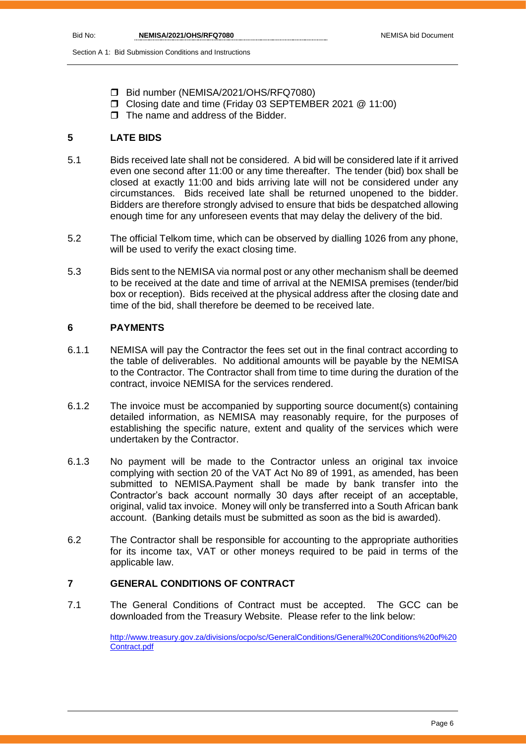- ☐ Bid number (NEMISA/2021/OHS/RFQ7080)
- ☐ Closing date and time (Friday 03 SEPTEMBER 2021 @ 11:00)
- ☐ The name and address of the Bidder.

## 5 LATE BIDS

5.1 Bids received late shall not be considered. A bid will be considered late if it arrived even one second after 11:00 or any time thereafter. The tender (bid) box shall be closed at exactly 11:00 and bids arriving late will not be considered under any circumstances. Bids received late shall be returned unopened to the bidder. Bidders are therefore strongly advised to ensure that bids be despatched allowing enough time for any unforeseen events that may delay the delivery of the bid.

5.2 The official Telkom time, which can be observed by dialling 1026 from any phone, will be used to verify the exact closing time.

5.3 Bids sent to the NEMISA via normal post or any other mechanism shall be deemed to be received at the date and time of arrival at the NEMISA premises (tender/bid box or reception). Bids received at the physical address after the closing date and time of the bid, shall therefore be deemed to be received late.

## 6 PAYMENTS

6.1.1 NEMISA will pay the Contractor the fees set out in the final contract according to the table of deliverables. No additional amounts will be payable by the NEMISA to the Contractor. The Contractor shall from time to time during the duration of the contract, invoice NEMISA for the services rendered.

6.1.2 The invoice must be accompanied by supporting source document(s) containing detailed information, as NEMISA may reasonably require, for the purposes of establishing the specific nature, extent and quality of the services which were undertaken by the Contractor.

6.1.3 No payment will be made to the Contractor unless an original tax invoice complying with section 20 of the VAT Act No 89 of 1991, as amended, has been submitted to NEMISA.Payment shall be made by bank transfer into the Contractor's back account normally 30 days after receipt of an acceptable, original, valid tax invoice. Money will only be transferred into a South African bank account. (Banking details must be submitted as soon as the bid is awarded).

6.2 The Contractor shall be responsible for accounting to the appropriate authorities for its income tax, VAT or other moneys required to be paid in terms of the applicable law.

## 7 GENERAL CONDITIONS OF CONTRACT

7.1 The General Conditions of Contract must be accepted. The GCC can be downloaded from the Treasury Website. Please refer to the link below:

http://www.treasury.gov.za/divisions/ocpo/sc/GeneralConditions/General%20Conditions%20of%20Contract.pdf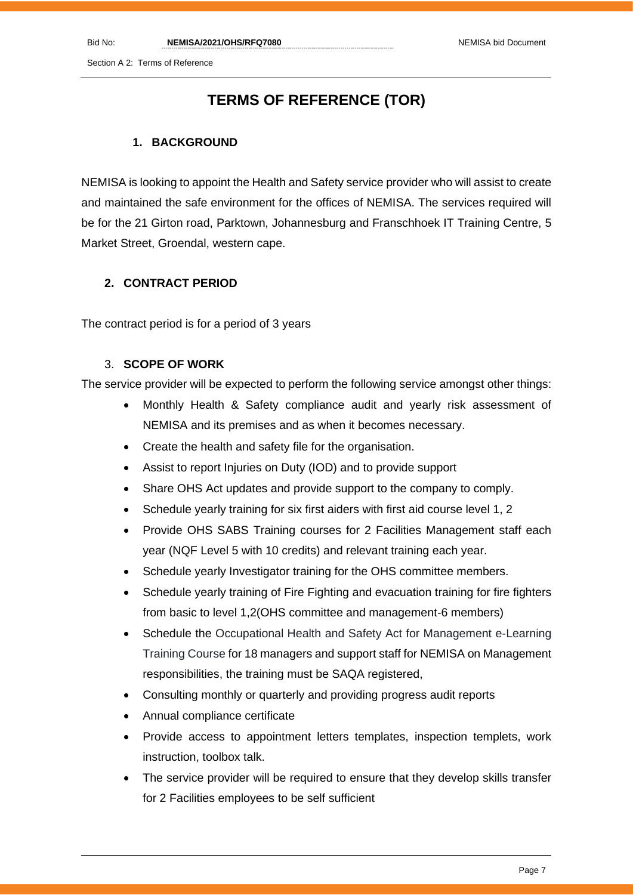# TERMS OF REFERENCE (TOR)

## 1. BACKGROUND

NEMISA is looking to appoint the Health and Safety service provider who will assist to create and maintained the safe environment for the offices of NEMISA. The services required will be for the 21 Girton road, Parktown, Johannesburg and Franschhoek IT Training Centre, 5 Market Street, Groendal, western cape.

## 2. CONTRACT PERIOD

The contract period is for a period of 3 years

## 3. SCOPE OF WORK

The service provider will be expected to perform the following service amongst other things:

- Monthly Health & Safety compliance audit and yearly risk assessment of NEMISA and its premises and as when it becomes necessary.
- Create the health and safety file for the organisation.
- Assist to report Injuries on Duty (IOD) and to provide support
- Share OHS Act updates and provide support to the company to comply.
- Schedule yearly training for six first aiders with first aid course level 1, 2
- Provide OHS SABS Training courses for 2 Facilities Management staff each year (NQF Level 5 with 10 credits) and relevant training each year.
- Schedule yearly Investigator training for the OHS committee members.
- Schedule yearly training of Fire Fighting and evacuation training for fire fighters from basic to level 1,2(OHS committee and management-6 members)
- Schedule the Occupational Health and Safety Act for Management e-Learning Training Course for 18 managers and support staff for NEMISA on Management responsibilities, the training must be SAQA registered,
- Consulting monthly or quarterly and providing progress audit reports
- Annual compliance certificate
- Provide access to appointment letters templates, inspection templets, work instruction, toolbox talk.
- The service provider will be required to ensure that they develop skills transfer for 2 Facilities employees to be self sufficient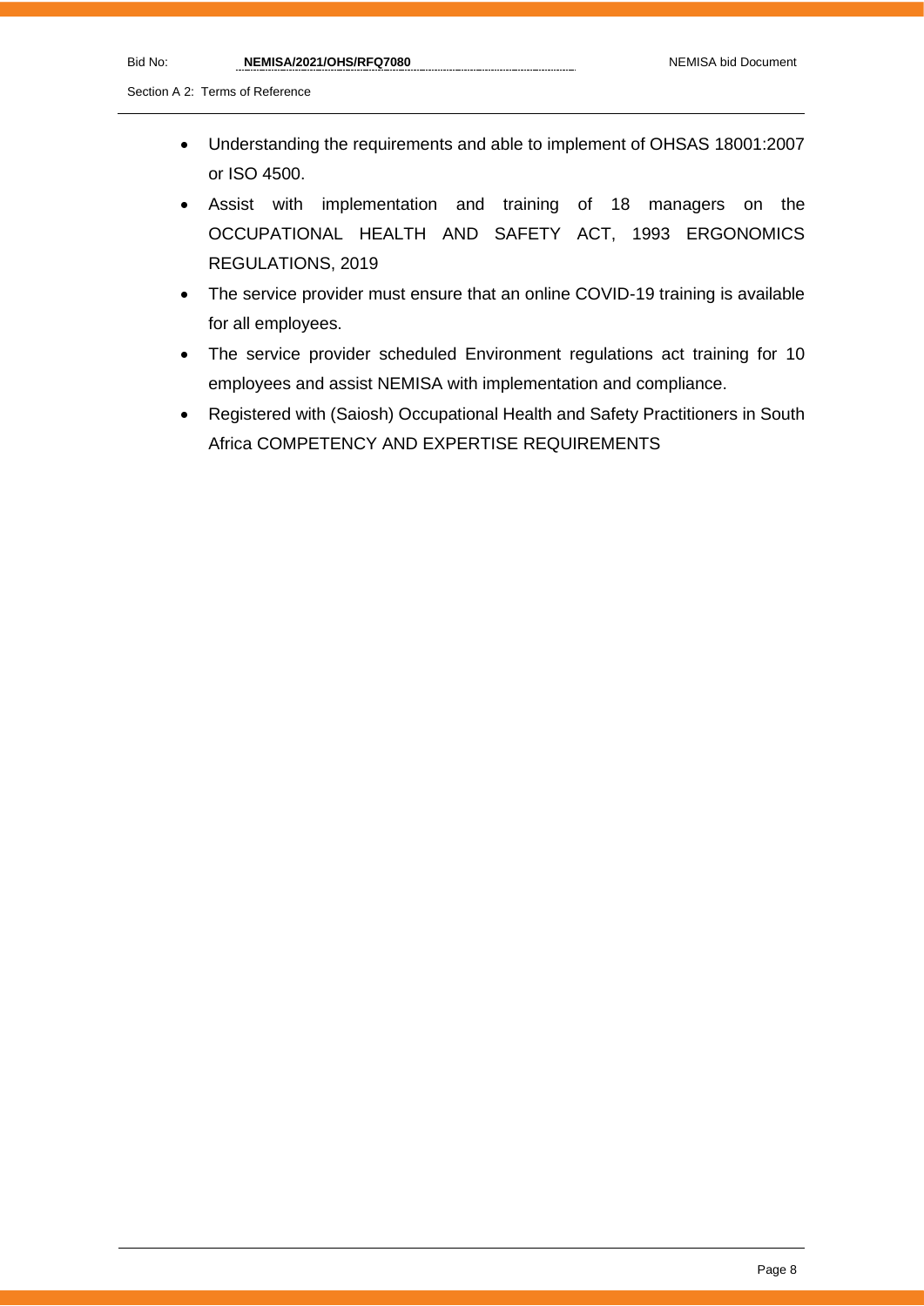- Understanding the requirements and able to implement of OHSAS 18001:2007 or ISO 4500.
- Assist with implementation and training of 18 managers on the OCCUPATIONAL HEALTH AND SAFETY ACT, 1993 ERGONOMICS REGULATIONS, 2019
- The service provider must ensure that an online COVID-19 training is available for all employees.
- The service provider scheduled Environment regulations act training for 10 employees and assist NEMISA with implementation and compliance.
- Registered with (Saiosh) Occupational Health and Safety Practitioners in South Africa COMPETENCY AND EXPERTISE REQUIREMENTS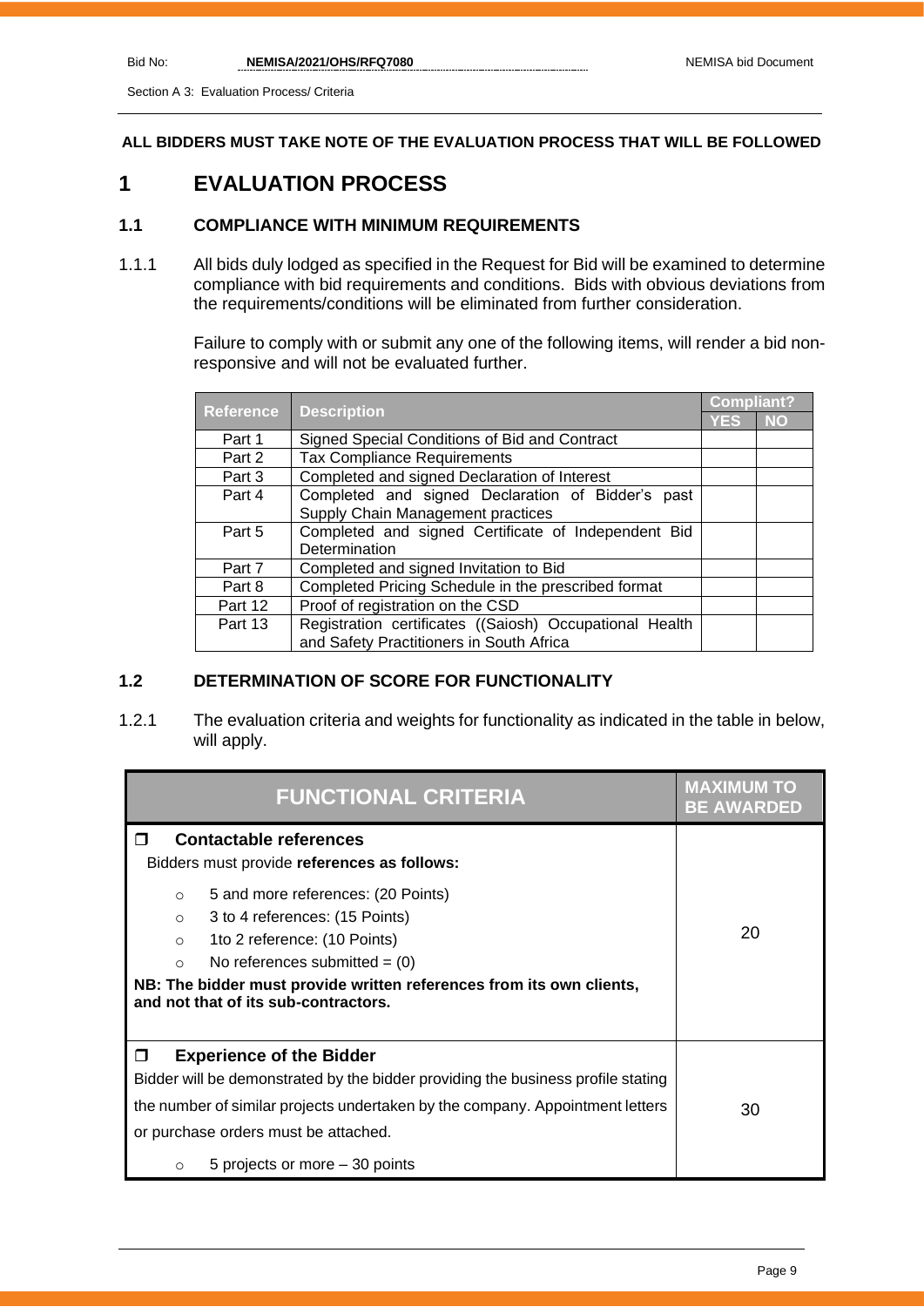**ALL BIDDERS MUST TAKE NOTE OF THE EVALUATION PROCESS THAT WILL BE FOLLOWED**

# 1 EVALUATION PROCESS

## 1.1 COMPLIANCE WITH MINIMUM REQUIREMENTS

1.1.1 All bids duly lodged as specified in the Request for Bid will be examined to determine compliance with bid requirements and conditions. Bids with obvious deviations from the requirements/conditions will be eliminated from further consideration.

Failure to comply with or submit any one of the following items, will render a bid non-responsive and will not be evaluated further.

| Reference | Description | Compliant? | |
|---|---|---|---|
| | | YES | NO |
| Part 1 | Signed Special Conditions of Bid and Contract | | |
| Part 2 | Tax Compliance Requirements | | |
| Part 3 | Completed and signed Declaration of Interest | | |
| Part 4 | Completed and signed Declaration of Bidder's past Supply Chain Management practices | | |
| Part 5 | Completed and signed Certificate of Independent Bid Determination | | |
| Part 7 | Completed and signed Invitation to Bid | | |
| Part 8 | Completed Pricing Schedule in the prescribed format | | |
| Part 12 | Proof of registration on the CSD | | |
| Part 13 | Registration certificates ((Saiosh) Occupational Health and Safety Practitioners in South Africa | | |

## 1.2 DETERMINATION OF SCORE FOR FUNCTIONALITY

1.2.1 The evaluation criteria and weights for functionality as indicated in the table in below, will apply.

| FUNCTIONAL CRITERIA | MAXIMUM TO BE AWARDED |
|---|---|
| ❐ **Contactable references**<br>Bidders must provide **references as follows:**<br>○ 5 and more references: (20 Points)<br>○ 3 to 4 references: (15 Points)<br>○ 1to 2 reference: (10 Points)<br>○ No references submitted = (0)<br>**NB: The bidder must provide written references from its own clients, and not that of its sub-contractors.** | 20 |
| ❐ **Experience of the Bidder**<br>Bidder will be demonstrated by the bidder providing the business profile stating the number of similar projects undertaken by the company. Appointment letters or purchase orders must be attached.<br>○ 5 projects or more – 30 points | 30 |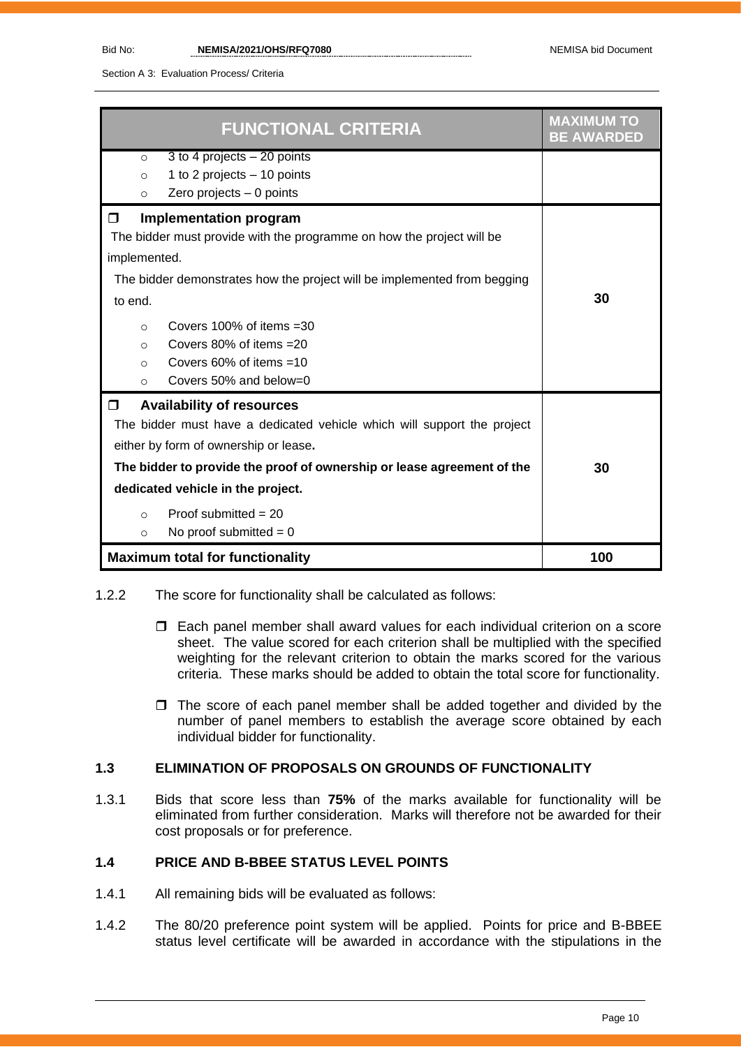| FUNCTIONAL CRITERIA | MAXIMUM TO BE AWARDED |
|---|---|
| ○ 3 to 4 projects – 20 points<br>○ 1 to 2 projects – 10 points<br>○ Zero projects – 0 points | |
| ❒ **Implementation program**<br>The bidder must provide with the programme on how the project will be implemented.<br>The bidder demonstrates how the project will be implemented from begging to end.<br>○ Covers 100% of items =30<br>○ Covers 80% of items =20<br>○ Covers 60% of items =10<br>○ Covers 50% and below=0 | 30 |
| ❒ **Availability of resources**<br>The bidder must have a dedicated vehicle which will support the project either by form of ownership or lease**.**<br>**The bidder to provide the proof of ownership or lease agreement of the dedicated vehicle in the project.**<br>○ Proof submitted = 20<br>○ No proof submitted = 0 | 30 |
| **Maximum total for functionality** | **100** |

1.2.2 The score for functionality shall be calculated as follows:

- ❒ Each panel member shall award values for each individual criterion on a score sheet. The value scored for each criterion shall be multiplied with the specified weighting for the relevant criterion to obtain the marks scored for the various criteria. These marks should be added to obtain the total score for functionality.
- ❒ The score of each panel member shall be added together and divided by the number of panel members to establish the average score obtained by each individual bidder for functionality.

### 1.3 ELIMINATION OF PROPOSALS ON GROUNDS OF FUNCTIONALITY

1.3.1 Bids that score less than **75%** of the marks available for functionality will be eliminated from further consideration. Marks will therefore not be awarded for their cost proposals or for preference.

### 1.4 PRICE AND B-BBEE STATUS LEVEL POINTS

1.4.1 All remaining bids will be evaluated as follows:

1.4.2 The 80/20 preference point system will be applied. Points for price and B-BBEE status level certificate will be awarded in accordance with the stipulations in the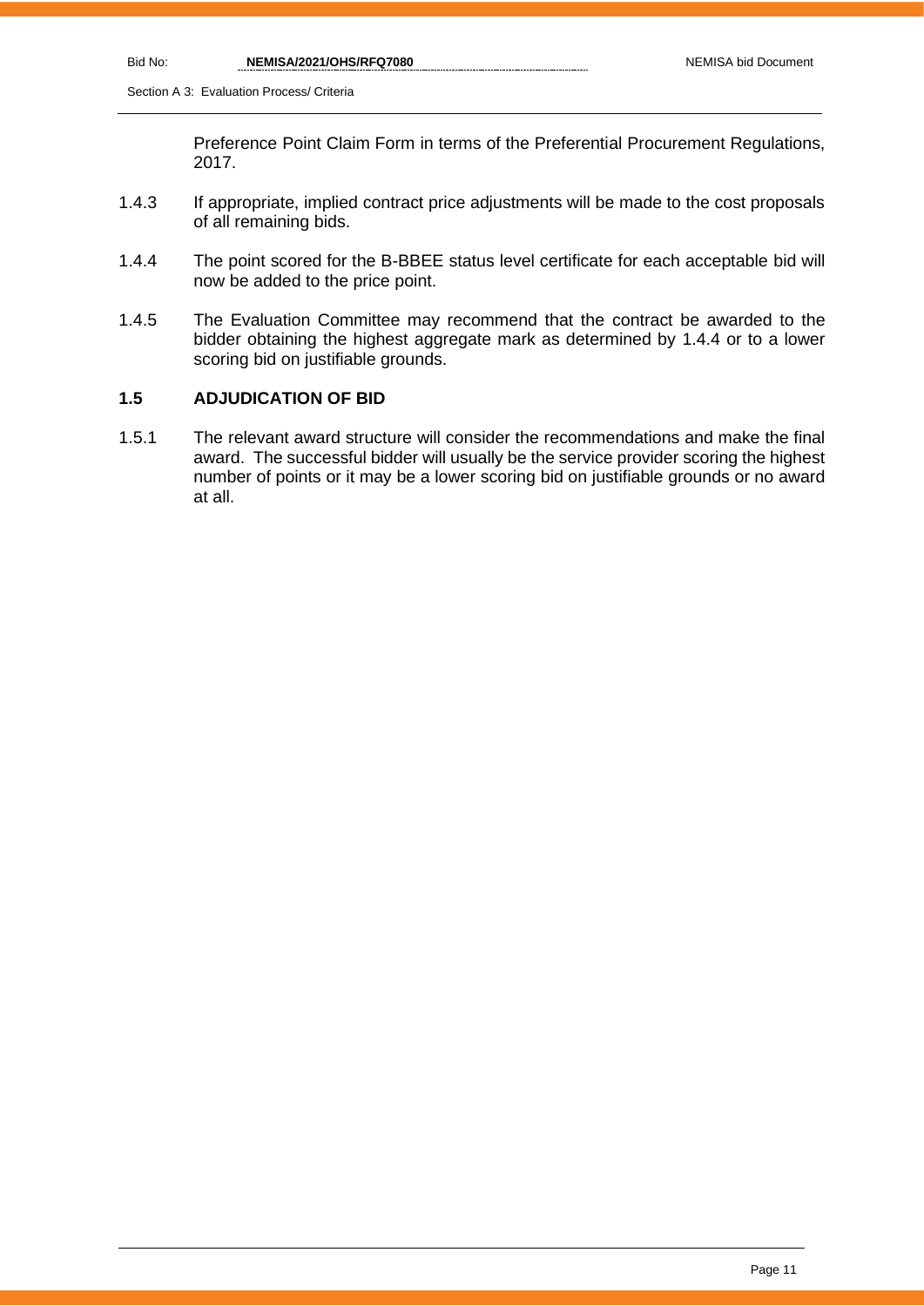Preference Point Claim Form in terms of the Preferential Procurement Regulations, 2017.

1.4.3 If appropriate, implied contract price adjustments will be made to the cost proposals of all remaining bids.

1.4.4 The point scored for the B-BBEE status level certificate for each acceptable bid will now be added to the price point.

1.4.5 The Evaluation Committee may recommend that the contract be awarded to the bidder obtaining the highest aggregate mark as determined by 1.4.4 or to a lower scoring bid on justifiable grounds.

### 1.5 ADJUDICATION OF BID

1.5.1 The relevant award structure will consider the recommendations and make the final award. The successful bidder will usually be the service provider scoring the highest number of points or it may be a lower scoring bid on justifiable grounds or no award at all.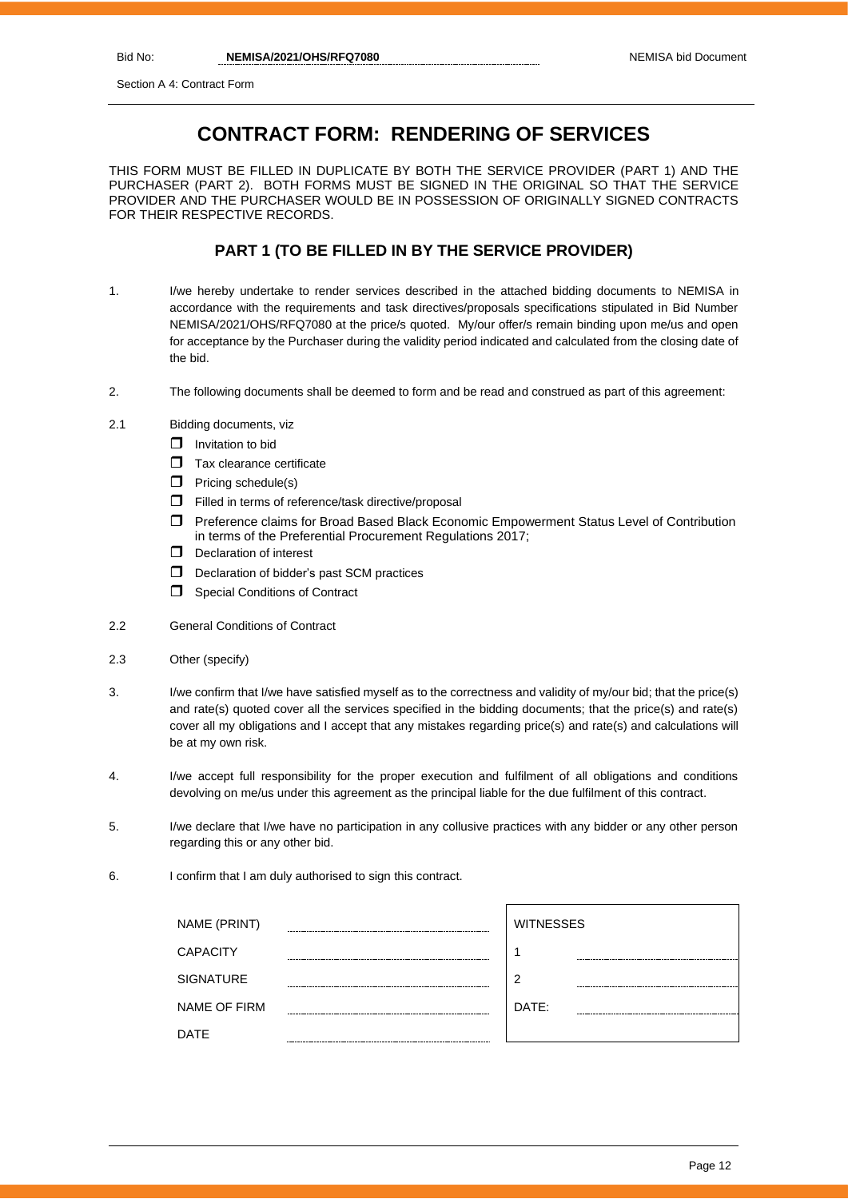Bid No: **NEMISA/2021/OHS/RFQ7080** NEMISA bid Document

Section A 4: Contract Form

# CONTRACT FORM: RENDERING OF SERVICES

THIS FORM MUST BE FILLED IN DUPLICATE BY BOTH THE SERVICE PROVIDER (PART 1) AND THE PURCHASER (PART 2). BOTH FORMS MUST BE SIGNED IN THE ORIGINAL SO THAT THE SERVICE PROVIDER AND THE PURCHASER WOULD BE IN POSSESSION OF ORIGINALLY SIGNED CONTRACTS FOR THEIR RESPECTIVE RECORDS.

## PART 1 (TO BE FILLED IN BY THE SERVICE PROVIDER)

1. I/we hereby undertake to render services described in the attached bidding documents to NEMISA in accordance with the requirements and task directives/proposals specifications stipulated in Bid Number NEMISA/2021/OHS/RFQ7080 at the price/s quoted. My/our offer/s remain binding upon me/us and open for acceptance by the Purchaser during the validity period indicated and calculated from the closing date of the bid.

2. The following documents shall be deemed to form and be read and construed as part of this agreement:

2.1 Bidding documents, viz
- ☐ Invitation to bid
- ☐ Tax clearance certificate
- ☐ Pricing schedule(s)
- ☐ Filled in terms of reference/task directive/proposal
- ☐ Preference claims for Broad Based Black Economic Empowerment Status Level of Contribution in terms of the Preferential Procurement Regulations 2017;
- ☐ Declaration of interest
- ☐ Declaration of bidder's past SCM practices
- ☐ Special Conditions of Contract

2.2 General Conditions of Contract

2.3 Other (specify)

3. I/we confirm that I/we have satisfied myself as to the correctness and validity of my/our bid; that the price(s) and rate(s) quoted cover all the services specified in the bidding documents; that the price(s) and rate(s) cover all my obligations and I accept that any mistakes regarding price(s) and rate(s) and calculations will be at my own risk.

4. I/we accept full responsibility for the proper execution and fulfilment of all obligations and conditions devolving on me/us under this agreement as the principal liable for the due fulfilment of this contract.

5. I/we declare that I/we have no participation in any collusive practices with any bidder or any other person regarding this or any other bid.

6. I confirm that I am duly authorised to sign this contract.

| | | | |
|---|---|---|---|
| NAME (PRINT) | ............................ | WITNESSES | |
| CAPACITY | ............................ | 1 | ............................ |
| SIGNATURE | ............................ | 2 | ............................ |
| NAME OF FIRM | ............................ | DATE: | ............................ |
| DATE | ............................ | | |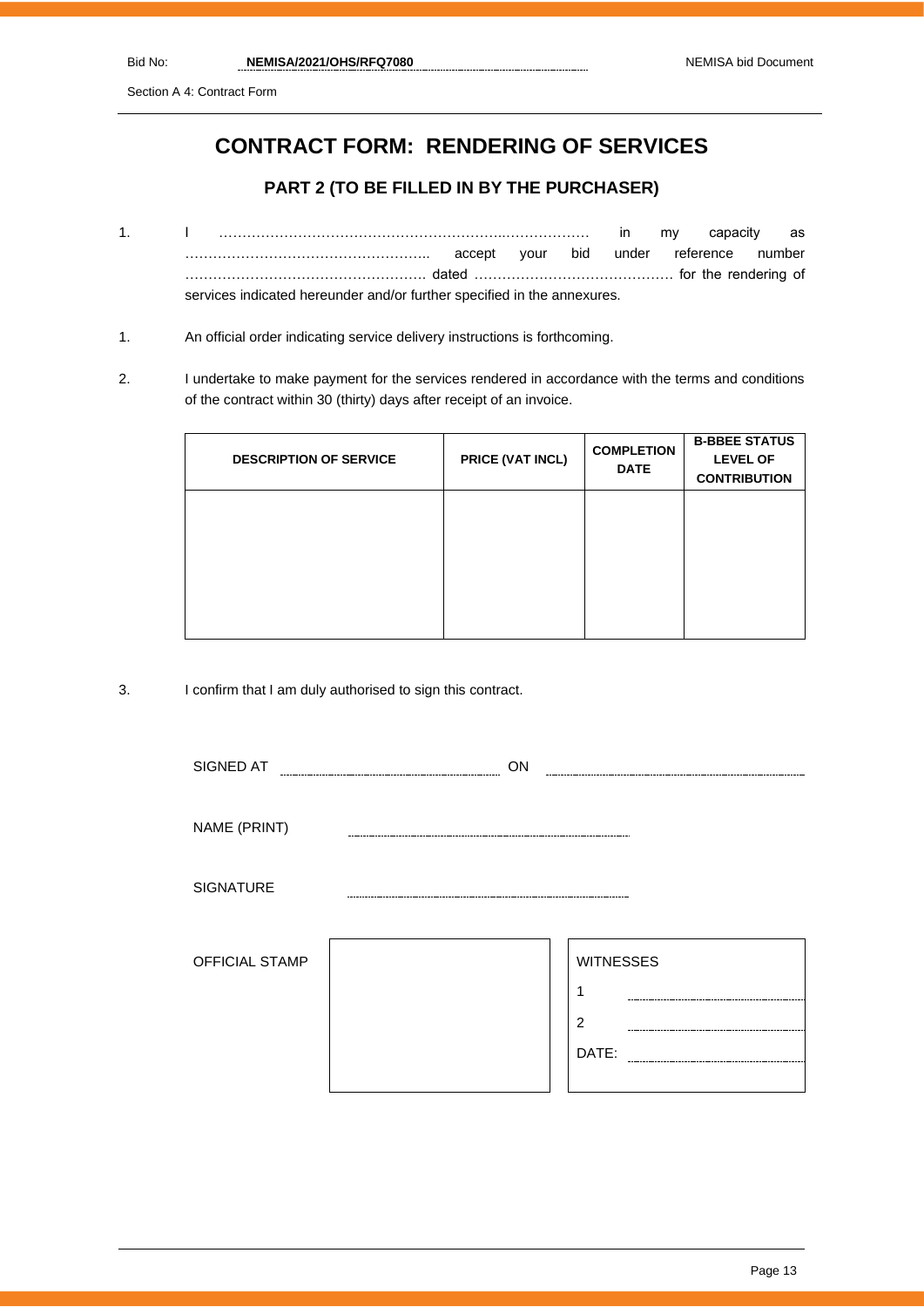# CONTRACT FORM: RENDERING OF SERVICES

## PART 2 (TO BE FILLED IN BY THE PURCHASER)

1. I ……………………………………………………..……………… in my capacity as …………………………………………….. accept your bid under reference number ……………………………………………. dated …………………………………… for the rendering of services indicated hereunder and/or further specified in the annexures.

1. An official order indicating service delivery instructions is forthcoming.

2. I undertake to make payment for the services rendered in accordance with the terms and conditions of the contract within 30 (thirty) days after receipt of an invoice.

| DESCRIPTION OF SERVICE | PRICE (VAT INCL) | COMPLETION DATE | B-BBEE STATUS LEVEL OF CONTRIBUTION |
| --- | --- | --- | --- |
| | | | |

3. I confirm that I am duly authorised to sign this contract.

SIGNED AT ………………………… ON …………………………

NAME (PRINT) …………………………

SIGNATURE …………………………

| OFFICIAL STAMP | | WITNESSES |
| --- | --- | --- |
| | | 1 ………………………… |
| | | 2 ………………………… |
| | | DATE: ………………………… |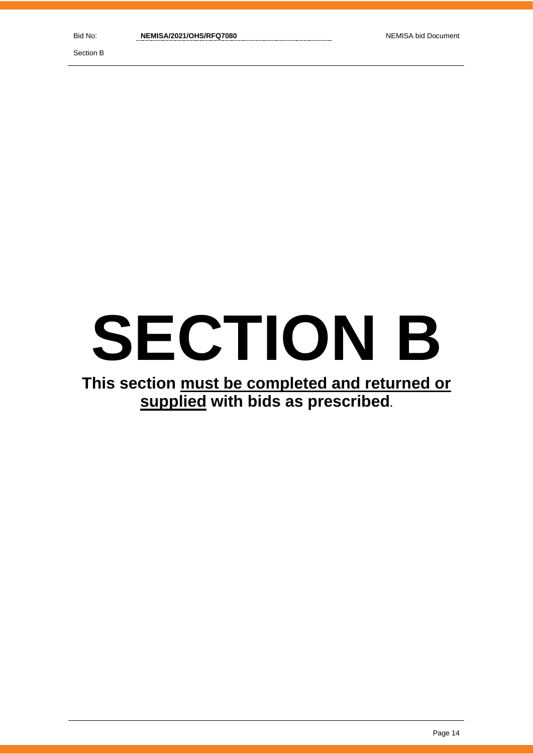# SECTION B

**This section <u>must be completed and returned or supplied</u> with bids as prescribed.**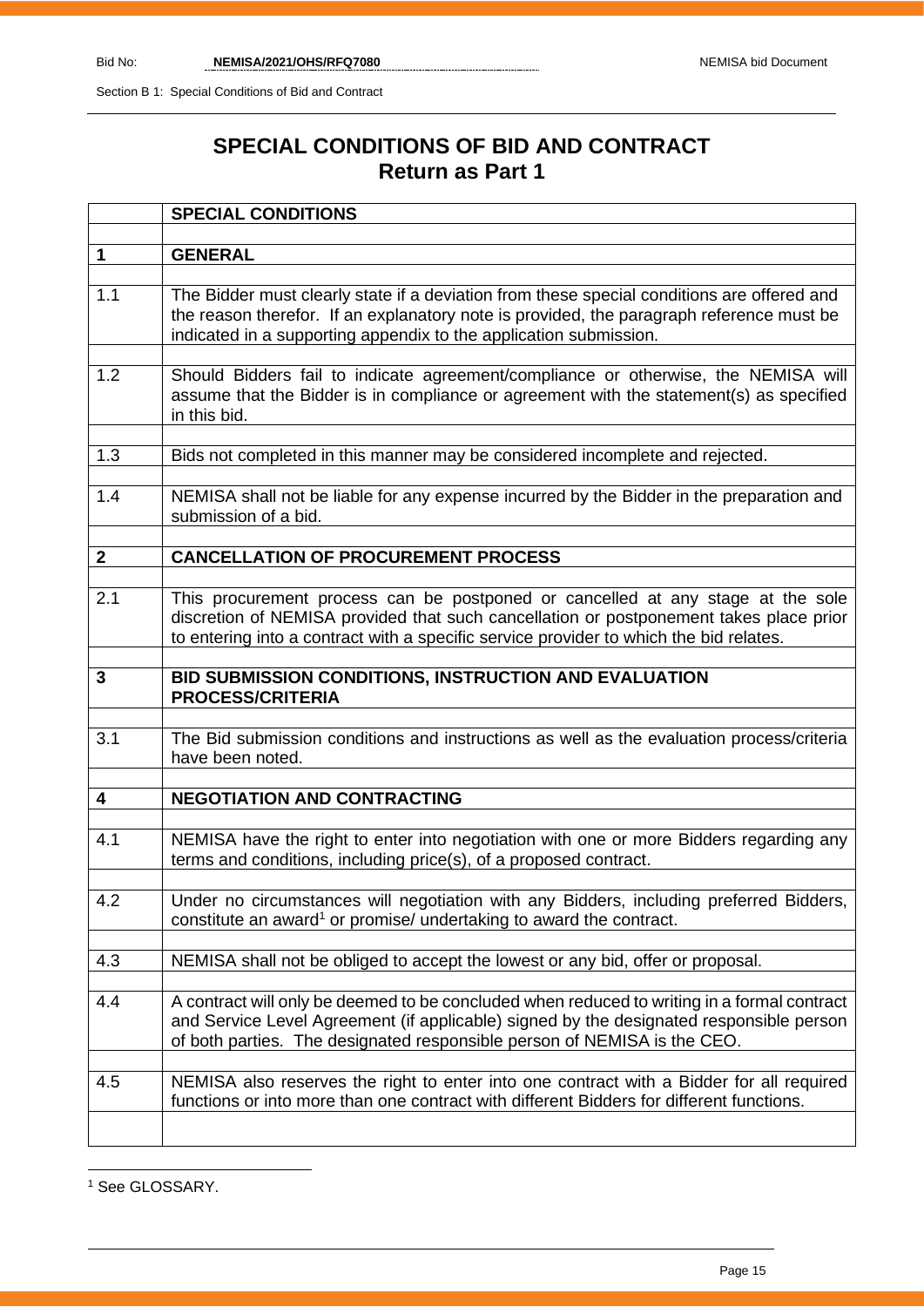# SPECIAL CONDITIONS OF BID AND CONTRACT
## Return as Part 1

| | **SPECIAL CONDITIONS** |
|---|---|
| **1** | **GENERAL** |
| 1.1 | The Bidder must clearly state if a deviation from these special conditions are offered and the reason therefor. If an explanatory note is provided, the paragraph reference must be indicated in a supporting appendix to the application submission. |
| 1.2 | Should Bidders fail to indicate agreement/compliance or otherwise, the NEMISA will assume that the Bidder is in compliance or agreement with the statement(s) as specified in this bid. |
| 1.3 | Bids not completed in this manner may be considered incomplete and rejected. |
| 1.4 | NEMISA shall not be liable for any expense incurred by the Bidder in the preparation and submission of a bid. |
| **2** | **CANCELLATION OF PROCUREMENT PROCESS** |
| 2.1 | This procurement process can be postponed or cancelled at any stage at the sole discretion of NEMISA provided that such cancellation or postponement takes place prior to entering into a contract with a specific service provider to which the bid relates. |
| **3** | **BID SUBMISSION CONDITIONS, INSTRUCTION AND EVALUATION PROCESS/CRITERIA** |
| 3.1 | The Bid submission conditions and instructions as well as the evaluation process/criteria have been noted. |
| **4** | **NEGOTIATION AND CONTRACTING** |
| 4.1 | NEMISA have the right to enter into negotiation with one or more Bidders regarding any terms and conditions, including price(s), of a proposed contract. |
| 4.2 | Under no circumstances will negotiation with any Bidders, including preferred Bidders, constitute an award[1] or promise/ undertaking to award the contract. |
| 4.3 | NEMISA shall not be obliged to accept the lowest or any bid, offer or proposal. |
| 4.4 | A contract will only be deemed to be concluded when reduced to writing in a formal contract and Service Level Agreement (if applicable) signed by the designated responsible person of both parties. The designated responsible person of NEMISA is the CEO. |
| 4.5 | NEMISA also reserves the right to enter into one contract with a Bidder for all required functions or into more than one contract with different Bidders for different functions. |

[1] See GLOSSARY.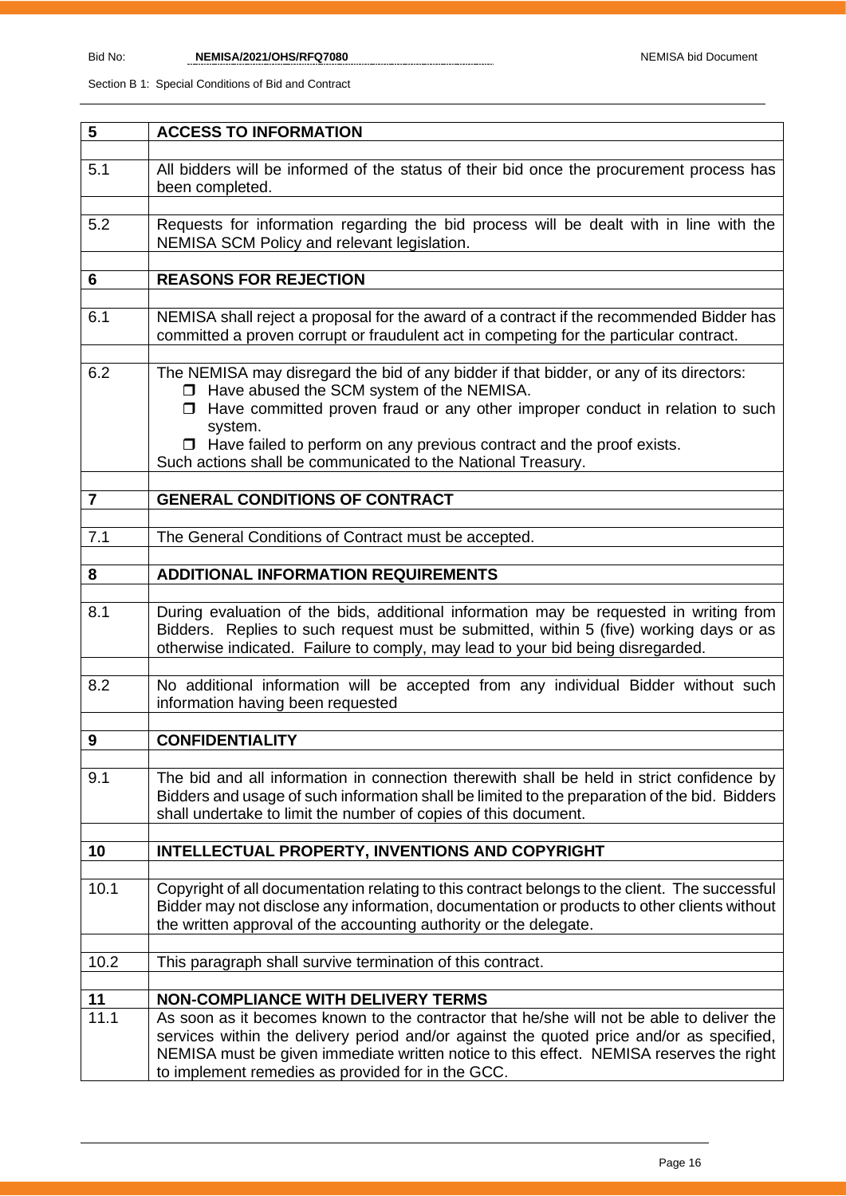| | |
|---|---|
| **5** | **ACCESS TO INFORMATION** |
| 5.1 | All bidders will be informed of the status of their bid once the procurement process has been completed. |
| 5.2 | Requests for information regarding the bid process will be dealt with in line with the NEMISA SCM Policy and relevant legislation. |
| **6** | **REASONS FOR REJECTION** |
| 6.1 | NEMISA shall reject a proposal for the award of a contract if the recommended Bidder has committed a proven corrupt or fraudulent act in competing for the particular contract. |
| 6.2 | The NEMISA may disregard the bid of any bidder if that bidder, or any of its directors:<br>❒ Have abused the SCM system of the NEMISA.<br>❒ Have committed proven fraud or any other improper conduct in relation to such system.<br>❒ Have failed to perform on any previous contract and the proof exists.<br>Such actions shall be communicated to the National Treasury. |
| **7** | **GENERAL CONDITIONS OF CONTRACT** |
| 7.1 | The General Conditions of Contract must be accepted. |
| **8** | **ADDITIONAL INFORMATION REQUIREMENTS** |
| 8.1 | During evaluation of the bids, additional information may be requested in writing from Bidders. Replies to such request must be submitted, within 5 (five) working days or as otherwise indicated. Failure to comply, may lead to your bid being disregarded. |
| 8.2 | No additional information will be accepted from any individual Bidder without such information having been requested |
| **9** | **CONFIDENTIALITY** |
| 9.1 | The bid and all information in connection therewith shall be held in strict confidence by Bidders and usage of such information shall be limited to the preparation of the bid. Bidders shall undertake to limit the number of copies of this document. |
| **10** | **INTELLECTUAL PROPERTY, INVENTIONS AND COPYRIGHT** |
| 10.1 | Copyright of all documentation relating to this contract belongs to the client. The successful Bidder may not disclose any information, documentation or products to other clients without the written approval of the accounting authority or the delegate. |
| 10.2 | This paragraph shall survive termination of this contract. |
| **11** | **NON-COMPLIANCE WITH DELIVERY TERMS** |
| 11.1 | As soon as it becomes known to the contractor that he/she will not be able to deliver the services within the delivery period and/or against the quoted price and/or as specified, NEMISA must be given immediate written notice to this effect. NEMISA reserves the right to implement remedies as provided for in the GCC. |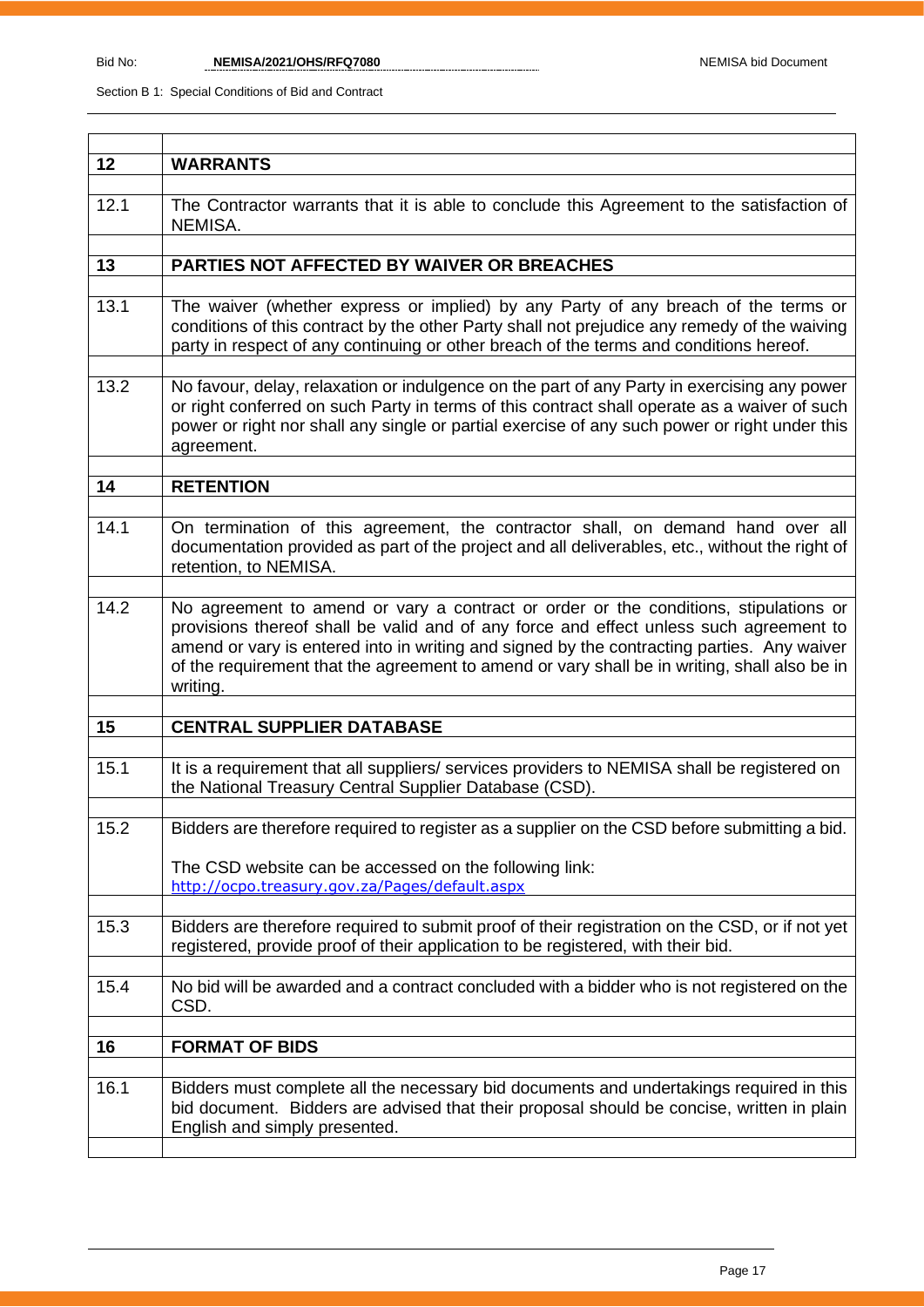| | |
|---|---|
| **12** | **WARRANTS** |
| 12.1 | The Contractor warrants that it is able to conclude this Agreement to the satisfaction of NEMISA. |
| **13** | **PARTIES NOT AFFECTED BY WAIVER OR BREACHES** |
| 13.1 | The waiver (whether express or implied) by any Party of any breach of the terms or conditions of this contract by the other Party shall not prejudice any remedy of the waiving party in respect of any continuing or other breach of the terms and conditions hereof. |
| 13.2 | No favour, delay, relaxation or indulgence on the part of any Party in exercising any power or right conferred on such Party in terms of this contract shall operate as a waiver of such power or right nor shall any single or partial exercise of any such power or right under this agreement. |
| **14** | **RETENTION** |
| 14.1 | On termination of this agreement, the contractor shall, on demand hand over all documentation provided as part of the project and all deliverables, etc., without the right of retention, to NEMISA. |
| 14.2 | No agreement to amend or vary a contract or order or the conditions, stipulations or provisions thereof shall be valid and of any force and effect unless such agreement to amend or vary is entered into in writing and signed by the contracting parties. Any waiver of the requirement that the agreement to amend or vary shall be in writing, shall also be in writing. |
| **15** | **CENTRAL SUPPLIER DATABASE** |
| 15.1 | It is a requirement that all suppliers/ services providers to NEMISA shall be registered on the National Treasury Central Supplier Database (CSD). |
| 15.2 | Bidders are therefore required to register as a supplier on the CSD before submitting a bid.<br><br>The CSD website can be accessed on the following link:<br>http://ocpo.treasury.gov.za/Pages/default.aspx |
| 15.3 | Bidders are therefore required to submit proof of their registration on the CSD, or if not yet registered, provide proof of their application to be registered, with their bid. |
| 15.4 | No bid will be awarded and a contract concluded with a bidder who is not registered on the CSD. |
| **16** | **FORMAT OF BIDS** |
| 16.1 | Bidders must complete all the necessary bid documents and undertakings required in this bid document. Bidders are advised that their proposal should be concise, written in plain English and simply presented. |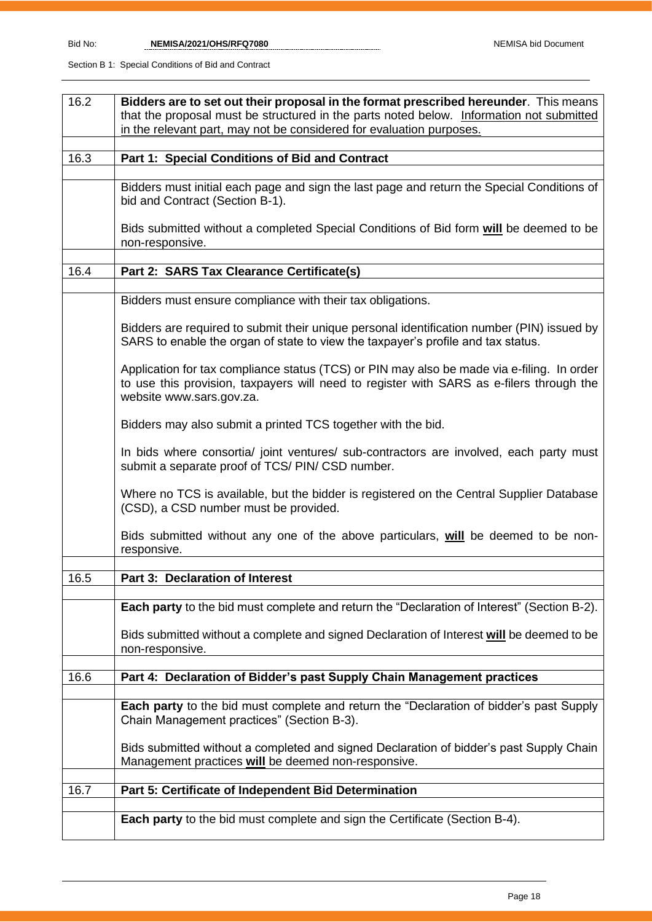| | |
|---|---|
| 16.2 | **Bidders are to set out their proposal in the format prescribed hereunder**. This means that the proposal must be structured in the parts noted below. <u>Information not submitted in the relevant part, may not be considered for evaluation purposes.</u> |
| | |
| 16.3 | **Part 1: Special Conditions of Bid and Contract** |
| | |
| | Bidders must initial each page and sign the last page and return the Special Conditions of bid and Contract (Section B-1).<br><br>Bids submitted without a completed Special Conditions of Bid form **<u>will</u>** be deemed to be non-responsive. |
| | |
| 16.4 | **Part 2: SARS Tax Clearance Certificate(s)** |
| | |
| | Bidders must ensure compliance with their tax obligations.<br><br>Bidders are required to submit their unique personal identification number (PIN) issued by SARS to enable the organ of state to view the taxpayer's profile and tax status.<br><br>Application for tax compliance status (TCS) or PIN may also be made via e-filing. In order to use this provision, taxpayers will need to register with SARS as e-filers through the website www.sars.gov.za.<br><br>Bidders may also submit a printed TCS together with the bid.<br><br>In bids where consortia/ joint ventures/ sub-contractors are involved, each party must submit a separate proof of TCS/ PIN/ CSD number.<br><br>Where no TCS is available, but the bidder is registered on the Central Supplier Database (CSD), a CSD number must be provided.<br><br>Bids submitted without any one of the above particulars, **<u>will</u>** be deemed to be non-responsive. |
| | |
| 16.5 | **Part 3: Declaration of Interest** |
| | |
| | **Each party** to the bid must complete and return the "Declaration of Interest" (Section B-2).<br><br>Bids submitted without a complete and signed Declaration of Interest **<u>will</u>** be deemed to be non-responsive. |
| | |
| 16.6 | **Part 4: Declaration of Bidder's past Supply Chain Management practices** |
| | |
| | **Each party** to the bid must complete and return the "Declaration of bidder's past Supply Chain Management practices" (Section B-3).<br><br>Bids submitted without a completed and signed Declaration of bidder's past Supply Chain Management practices **<u>will</u>** be deemed non-responsive. |
| | |
| 16.7 | **Part 5: Certificate of Independent Bid Determination** |
| | |
| | **Each party** to the bid must complete and sign the Certificate (Section B-4). |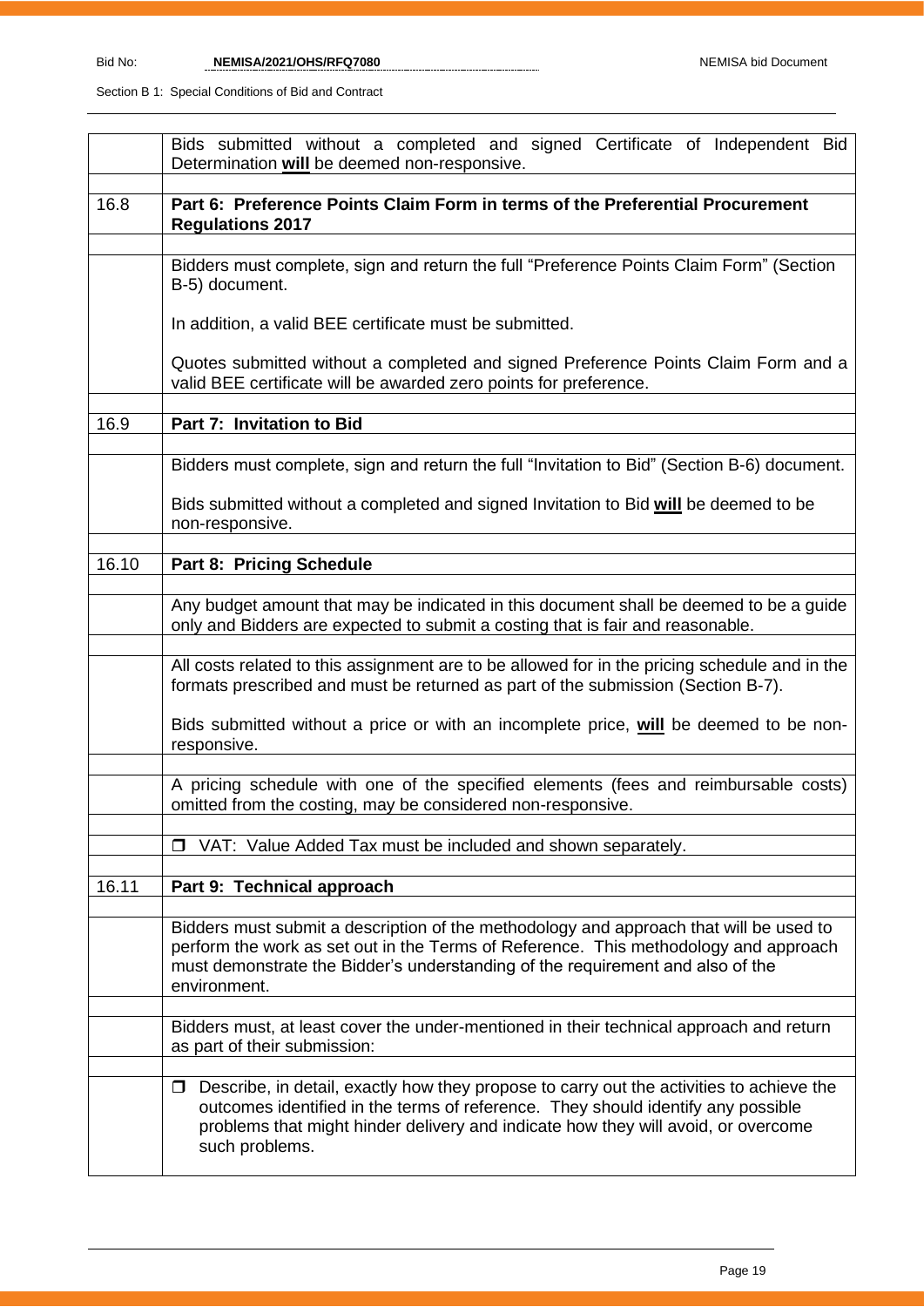| | |
|---|---|
| | Bids submitted without a completed and signed Certificate of Independent Bid Determination **will** be deemed non-responsive. |
| | |
| 16.8 | **Part 6: Preference Points Claim Form in terms of the Preferential Procurement Regulations 2017** |
| | |
| | Bidders must complete, sign and return the full "Preference Points Claim Form" (Section B-5) document.<br><br>In addition, a valid BEE certificate must be submitted.<br><br>Quotes submitted without a completed and signed Preference Points Claim Form and a valid BEE certificate will be awarded zero points for preference. |
| | |
| 16.9 | **Part 7: Invitation to Bid** |
| | |
| | Bidders must complete, sign and return the full "Invitation to Bid" (Section B-6) document.<br><br>Bids submitted without a completed and signed Invitation to Bid **will** be deemed to be non-responsive. |
| | |
| 16.10 | **Part 8: Pricing Schedule** |
| | |
| | Any budget amount that may be indicated in this document shall be deemed to be a guide only and Bidders are expected to submit a costing that is fair and reasonable. |
| | |
| | All costs related to this assignment are to be allowed for in the pricing schedule and in the formats prescribed and must be returned as part of the submission (Section B-7).<br><br>Bids submitted without a price or with an incomplete price, **will** be deemed to be non-responsive. |
| | |
| | A pricing schedule with one of the specified elements (fees and reimbursable costs) omitted from the costing, may be considered non-responsive. |
| | |
| | ❒ VAT: Value Added Tax must be included and shown separately. |
| | |
| 16.11 | **Part 9: Technical approach** |
| | |
| | Bidders must submit a description of the methodology and approach that will be used to perform the work as set out in the Terms of Reference. This methodology and approach must demonstrate the Bidder's understanding of the requirement and also of the environment. |
| | |
| | Bidders must, at least cover the under-mentioned in their technical approach and return as part of their submission: |
| | |
| | ❒ Describe, in detail, exactly how they propose to carry out the activities to achieve the outcomes identified in the terms of reference. They should identify any possible problems that might hinder delivery and indicate how they will avoid, or overcome such problems. |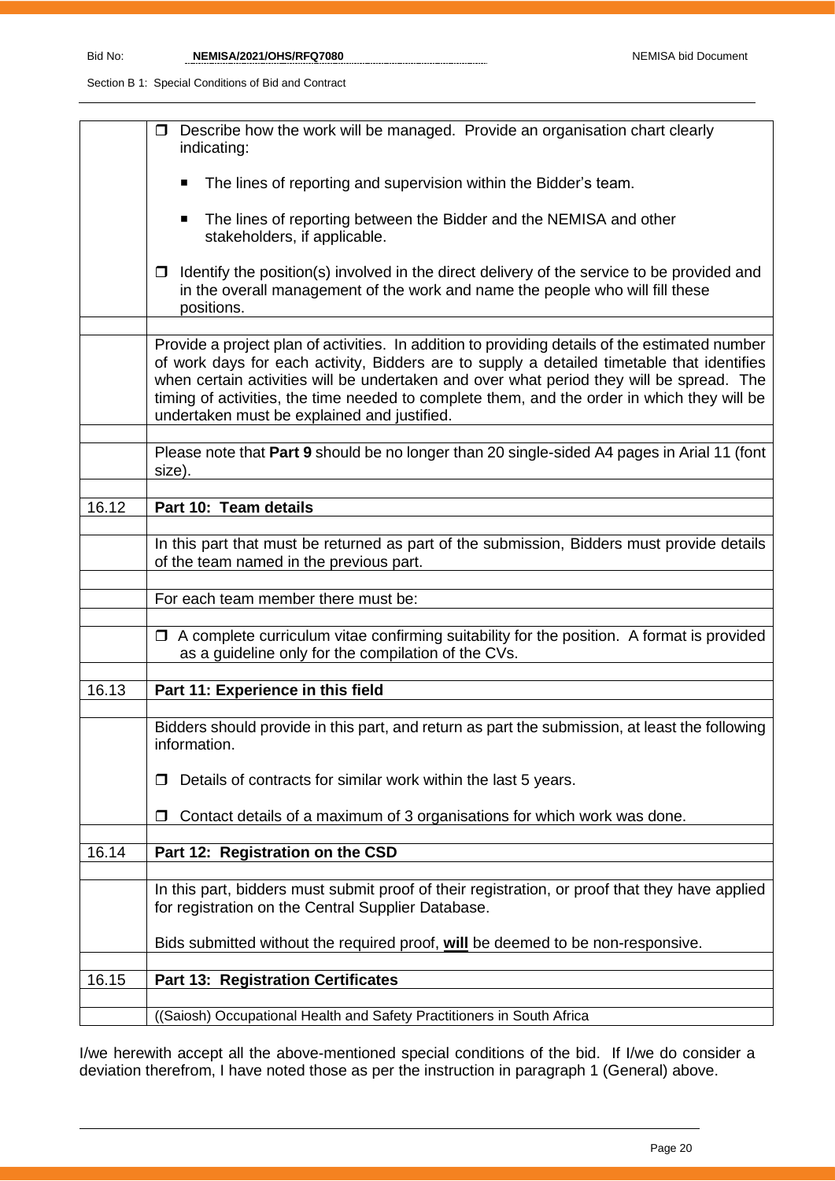| | |
|---|---|
| | ❒ Describe how the work will be managed. Provide an organisation chart clearly indicating:<br><br>■ The lines of reporting and supervision within the Bidder's team.<br><br>■ The lines of reporting between the Bidder and the NEMISA and other stakeholders, if applicable.<br><br>❒ Identify the position(s) involved in the direct delivery of the service to be provided and in the overall management of the work and name the people who will fill these positions. |
| | |
| | Provide a project plan of activities. In addition to providing details of the estimated number of work days for each activity, Bidders are to supply a detailed timetable that identifies when certain activities will be undertaken and over what period they will be spread. The timing of activities, the time needed to complete them, and the order in which they will be undertaken must be explained and justified. |
| | |
| | Please note that **Part 9** should be no longer than 20 single-sided A4 pages in Arial 11 (font size). |
| | |
| 16.12 | **Part 10: Team details** |
| | |
| | In this part that must be returned as part of the submission, Bidders must provide details of the team named in the previous part. |
| | |
| | For each team member there must be: |
| | |
| | ❒ A complete curriculum vitae confirming suitability for the position. A format is provided as a guideline only for the compilation of the CVs. |
| | |
| 16.13 | **Part 11: Experience in this field** |
| | |
| | Bidders should provide in this part, and return as part the submission, at least the following information.<br><br>❒ Details of contracts for similar work within the last 5 years.<br><br>❒ Contact details of a maximum of 3 organisations for which work was done. |
| | |
| 16.14 | **Part 12: Registration on the CSD** |
| | |
| | In this part, bidders must submit proof of their registration, or proof that they have applied for registration on the Central Supplier Database.<br><br>Bids submitted without the required proof, **<u>will</u>** be deemed to be non-responsive. |
| | |
| 16.15 | **Part 13: Registration Certificates** |
| | |
| | ((Saiosh) Occupational Health and Safety Practitioners in South Africa |

I/we herewith accept all the above-mentioned special conditions of the bid. If I/we do consider a deviation therefrom, I have noted those as per the instruction in paragraph 1 (General) above.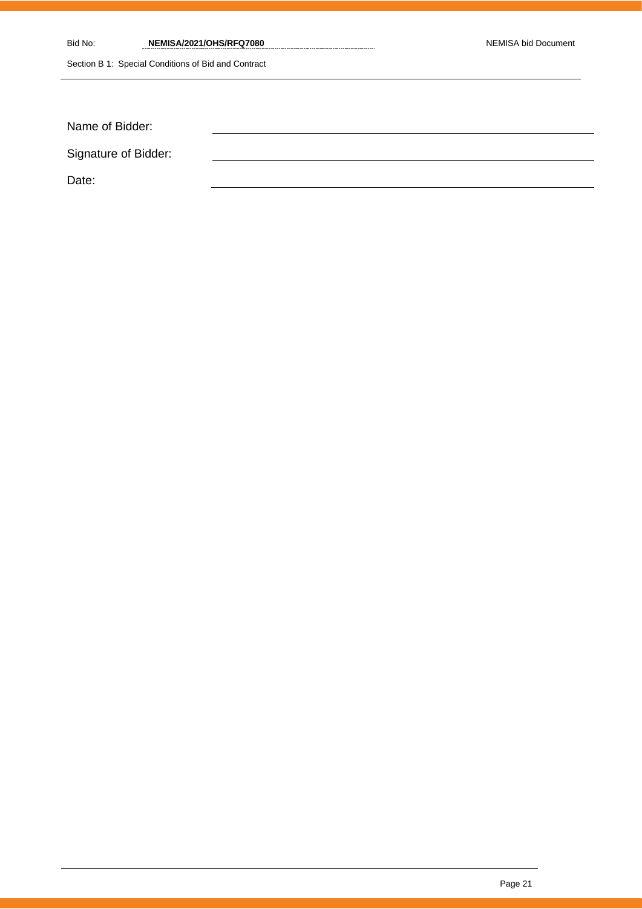Name of Bidder: \_\_\_\_\_\_\_\_\_\_\_\_\_\_\_\_\_\_\_\_\_\_\_\_\_\_\_\_\_\_\_\_\_\_\_\_\_\_\_\_

Signature of Bidder: \_\_\_\_\_\_\_\_\_\_\_\_\_\_\_\_\_\_\_\_\_\_\_\_\_\_\_\_\_\_\_\_\_\_\_\_\_\_\_\_

Date: \_\_\_\_\_\_\_\_\_\_\_\_\_\_\_\_\_\_\_\_\_\_\_\_\_\_\_\_\_\_\_\_\_\_\_\_\_\_\_\_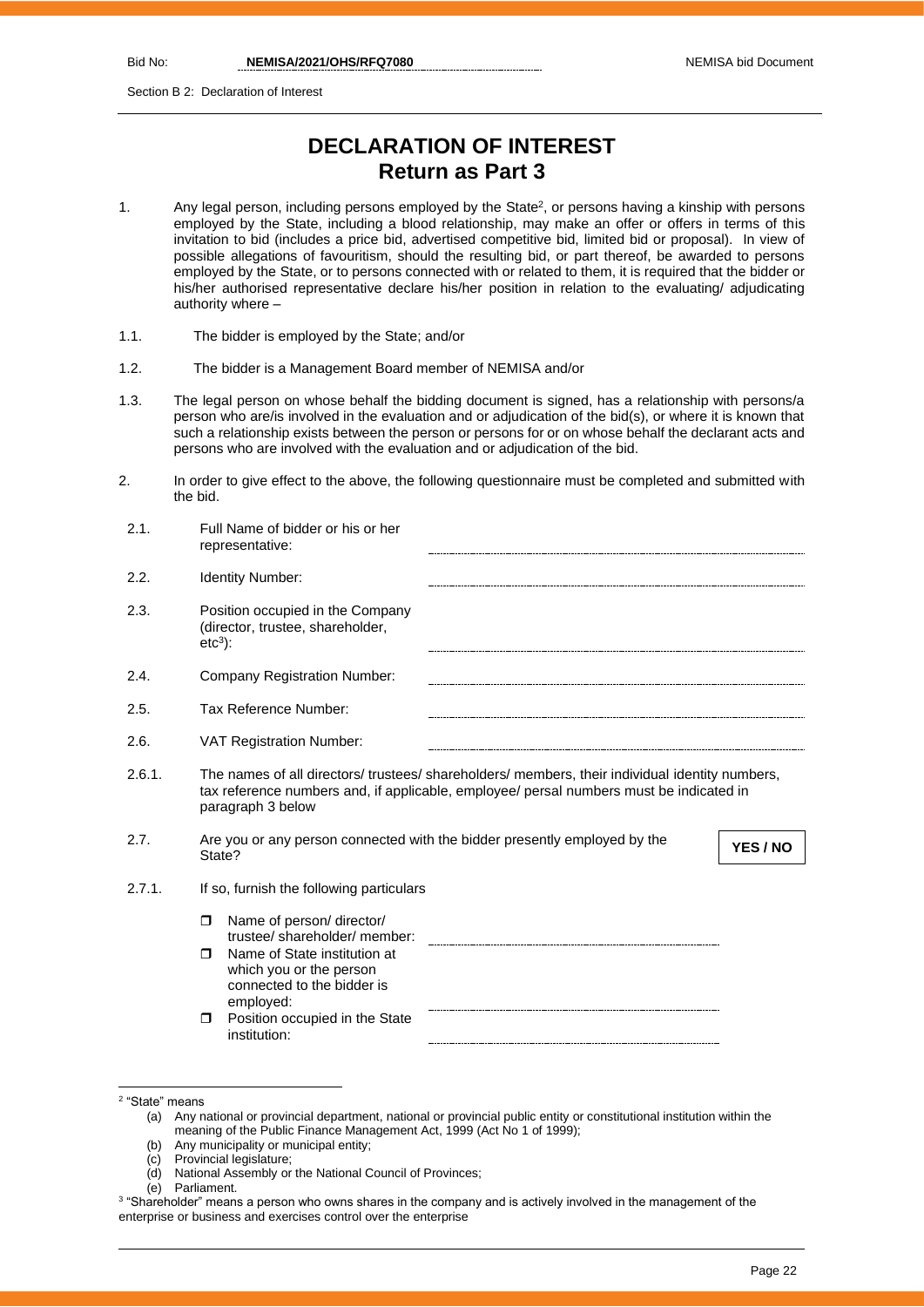Section B 2: Declaration of Interest

# DECLARATION OF INTEREST
## Return as Part 3

1. Any legal person, including persons employed by the State[2], or persons having a kinship with persons employed by the State, including a blood relationship, may make an offer or offers in terms of this invitation to bid (includes a price bid, advertised competitive bid, limited bid or proposal). In view of possible allegations of favouritism, should the resulting bid, or part thereof, be awarded to persons employed by the State, or to persons connected with or related to them, it is required that the bidder or his/her authorised representative declare his/her position in relation to the evaluating/ adjudicating authority where –

1.1. The bidder is employed by the State; and/or

1.2. The bidder is a Management Board member of NEMISA and/or

1.3. The legal person on whose behalf the bidding document is signed, has a relationship with persons/a person who are/is involved in the evaluation and or adjudication of the bid(s), or where it is known that such a relationship exists between the person or persons for or on whose behalf the declarant acts and persons who are involved with the evaluation and or adjudication of the bid.

2. In order to give effect to the above, the following questionnaire must be completed and submitted with the bid.

2.1. Full Name of bidder or his or her representative: ........................................

2.2. Identity Number: ........................................

2.3. Position occupied in the Company (director, trustee, shareholder, etc[3]): ........................................

2.4. Company Registration Number: ........................................

2.5. Tax Reference Number: ........................................

2.6. VAT Registration Number: ........................................

2.6.1. The names of all directors/ trustees/ shareholders/ members, their individual identity numbers, tax reference numbers and, if applicable, employee/ persal numbers must be indicated in paragraph 3 below

2.7. Are you or any person connected with the bidder presently employed by the State? **YES / NO**

2.7.1. If so, furnish the following particulars

- Name of person/ director/ trustee/ shareholder/ member: ........................................
- Name of State institution at which you or the person connected to the bidder is employed: ........................................
- Position occupied in the State institution: ........................................

---

[2] "State" means

(a) Any national or provincial department, national or provincial public entity or constitutional institution within the meaning of the Public Finance Management Act, 1999 (Act No 1 of 1999);
(b) Any municipality or municipal entity;
(c) Provincial legislature;
(d) National Assembly or the National Council of Provinces;
(e) Parliament.

[3] "Shareholder" means a person who owns shares in the company and is actively involved in the management of the enterprise or business and exercises control over the enterprise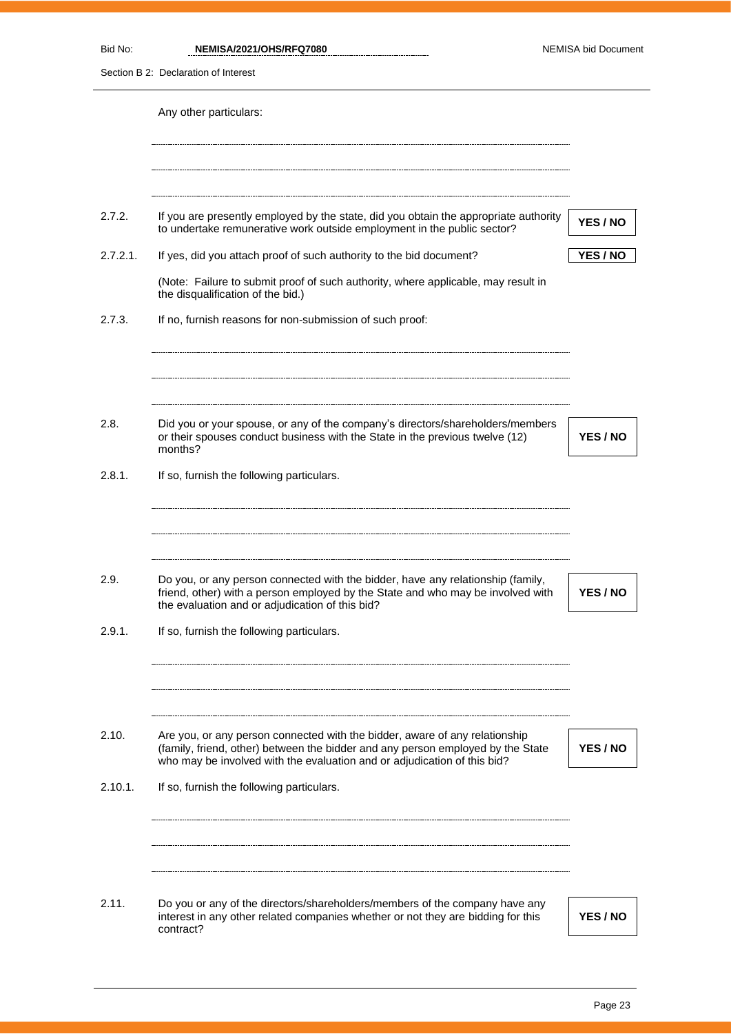Any other particulars:

.......................................................................................................................................

.......................................................................................................................................

.......................................................................................................................................

| | | |
|---|---|---|
| 2.7.2. | If you are presently employed by the state, did you obtain the appropriate authority to undertake remunerative work outside employment in the public sector? | **YES / NO** |
| 2.7.2.1. | If yes, did you attach proof of such authority to the bid document? | **YES / NO** |

(Note: Failure to submit proof of such authority, where applicable, may result in the disqualification of the bid.)

2.7.3. If no, furnish reasons for non-submission of such proof:

.......................................................................................................................................

.......................................................................................................................................

.......................................................................................................................................

| | | |
|---|---|---|
| 2.8. | Did you or your spouse, or any of the company's directors/shareholders/members or their spouses conduct business with the State in the previous twelve (12) months? | **YES / NO** |

2.8.1. If so, furnish the following particulars.

.......................................................................................................................................

.......................................................................................................................................

.......................................................................................................................................

| | | |
|---|---|---|
| 2.9. | Do you, or any person connected with the bidder, have any relationship (family, friend, other) with a person employed by the State and who may be involved with the evaluation and or adjudication of this bid? | **YES / NO** |

2.9.1. If so, furnish the following particulars.

.......................................................................................................................................

.......................................................................................................................................

.......................................................................................................................................

| | | |
|---|---|---|
| 2.10. | Are you, or any person connected with the bidder, aware of any relationship (family, friend, other) between the bidder and any person employed by the State who may be involved with the evaluation and or adjudication of this bid? | **YES / NO** |

2.10.1. If so, furnish the following particulars.

.......................................................................................................................................

.......................................................................................................................................

.......................................................................................................................................

| | | |
|---|---|---|
| 2.11. | Do you or any of the directors/shareholders/members of the company have any interest in any other related companies whether or not they are bidding for this contract? | **YES / NO** |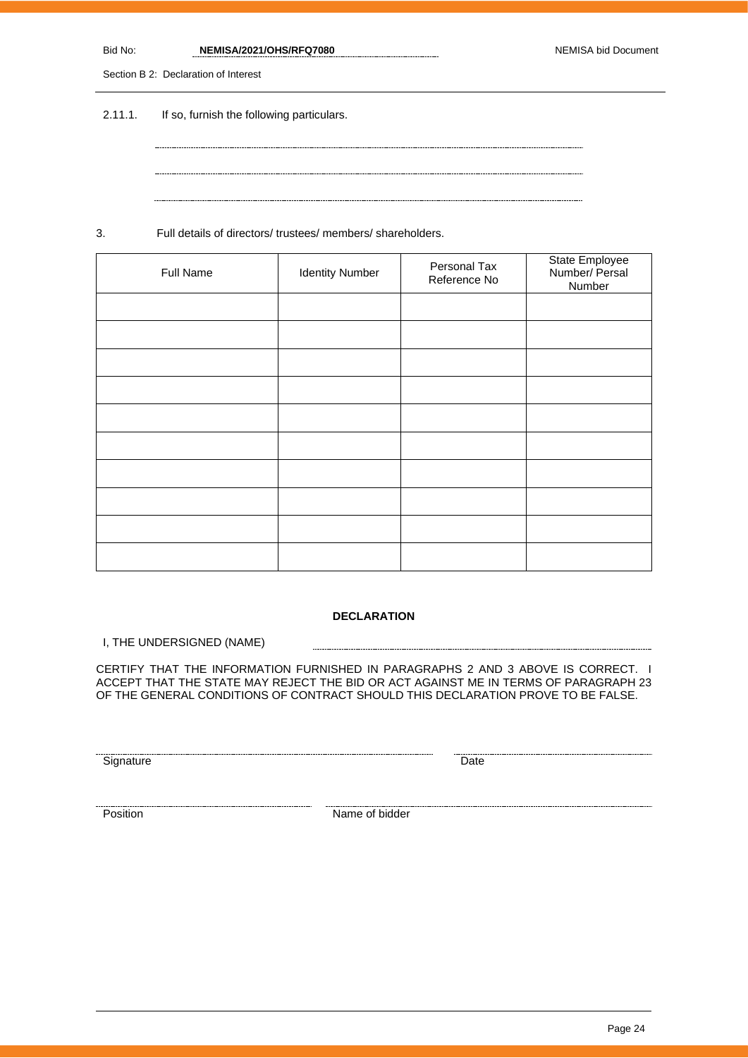2.11.1. If so, furnish the following particulars.

........................................................................................................................................

........................................................................................................................................

........................................................................................................................................

3. Full details of directors/ trustees/ members/ shareholders.

| Full Name | Identity Number | Personal Tax Reference No | State Employee Number/ Persal Number |
|---|---|---|---|
| | | | |
| | | | |
| | | | |
| | | | |
| | | | |
| | | | |
| | | | |
| | | | |
| | | | |
| | | | |

**DECLARATION**

I, THE UNDERSIGNED (NAME) ..........................................................................................

CERTIFY THAT THE INFORMATION FURNISHED IN PARAGRAPHS 2 AND 3 ABOVE IS CORRECT. I ACCEPT THAT THE STATE MAY REJECT THE BID OR ACT AGAINST ME IN TERMS OF PARAGRAPH 23 OF THE GENERAL CONDITIONS OF CONTRACT SHOULD THIS DECLARATION PROVE TO BE FALSE.

........................................................................................ ..........................................

Signature Date

........................................................................................ ..........................................

Position Name of bidder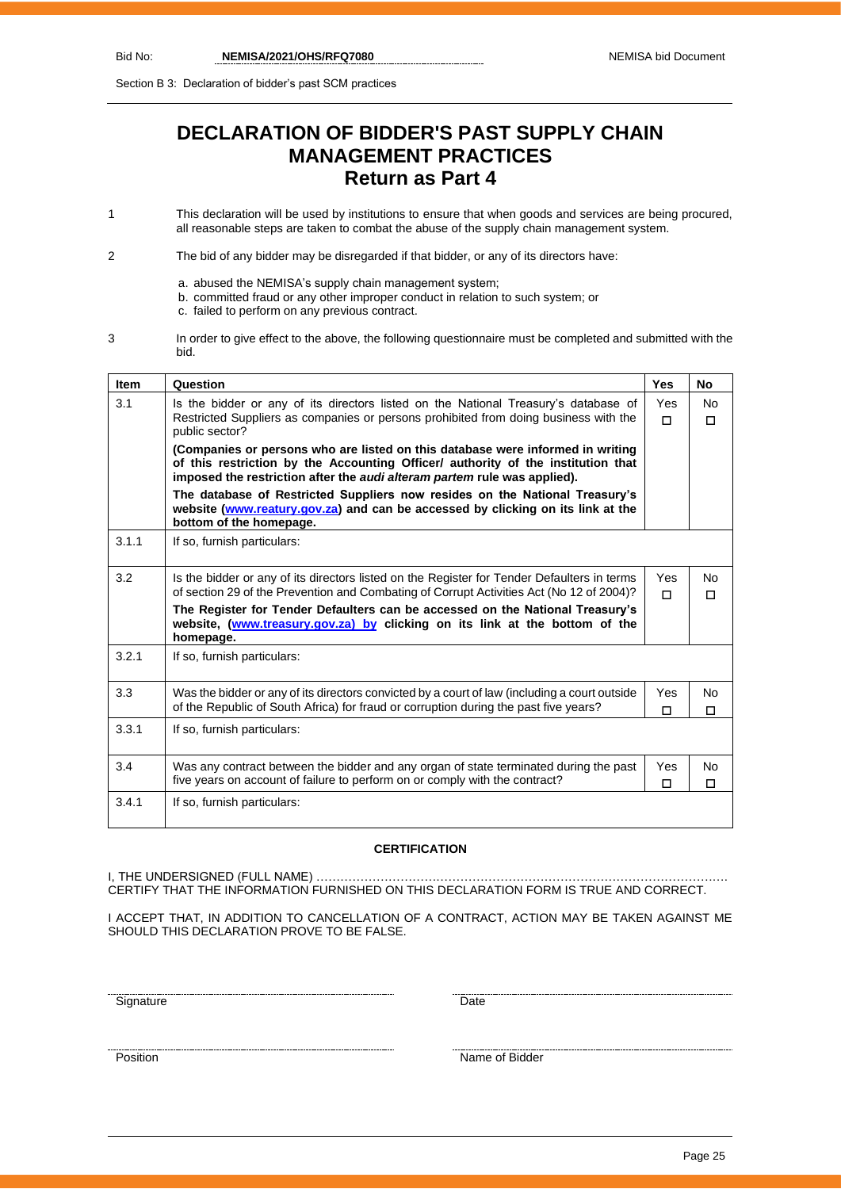# DECLARATION OF BIDDER'S PAST SUPPLY CHAIN MANAGEMENT PRACTICES
## Return as Part 4

1 This declaration will be used by institutions to ensure that when goods and services are being procured, all reasonable steps are taken to combat the abuse of the supply chain management system.

2 The bid of any bidder may be disregarded if that bidder, or any of its directors have:

a. abused the NEMISA's supply chain management system;
b. committed fraud or any other improper conduct in relation to such system; or
c. failed to perform on any previous contract.

3 In order to give effect to the above, the following questionnaire must be completed and submitted with the bid.

| Item | Question | Yes | No |
|---|---|---|---|
| 3.1 | Is the bidder or any of its directors listed on the National Treasury's database of Restricted Suppliers as companies or persons prohibited from doing business with the public sector?<br>**(Companies or persons who are listed on this database were informed in writing of this restriction by the Accounting Officer/ authority of the institution that imposed the restriction after the *audi alteram partem* rule was applied).**<br>**The database of Restricted Suppliers now resides on the National Treasury's website (www.reatury.gov.za) and can be accessed by clicking on its link at the bottom of the homepage.** | Yes ☐ | No ☐ |
| 3.1.1 | If so, furnish particulars: | | |
| 3.2 | Is the bidder or any of its directors listed on the Register for Tender Defaulters in terms of section 29 of the Prevention and Combating of Corrupt Activities Act (No 12 of 2004)?<br>**The Register for Tender Defaulters can be accessed on the National Treasury's website, (www.treasury.gov.za) by clicking on its link at the bottom of the homepage.** | Yes ☐ | No ☐ |
| 3.2.1 | If so, furnish particulars: | | |
| 3.3 | Was the bidder or any of its directors convicted by a court of law (including a court outside of the Republic of South Africa) for fraud or corruption during the past five years? | Yes ☐ | No ☐ |
| 3.3.1 | If so, furnish particulars: | | |
| 3.4 | Was any contract between the bidder and any organ of state terminated during the past five years on account of failure to perform on or comply with the contract? | Yes ☐ | No ☐ |
| 3.4.1 | If so, furnish particulars: | | |

**CERTIFICATION**

I, THE UNDERSIGNED (FULL NAME) ………………………………………………………………………………………… CERTIFY THAT THE INFORMATION FURNISHED ON THIS DECLARATION FORM IS TRUE AND CORRECT.

I ACCEPT THAT, IN ADDITION TO CANCELLATION OF A CONTRACT, ACTION MAY BE TAKEN AGAINST ME SHOULD THIS DECLARATION PROVE TO BE FALSE.

........................................................ Signature

........................................................ Date

........................................................ Position

........................................................ Name of Bidder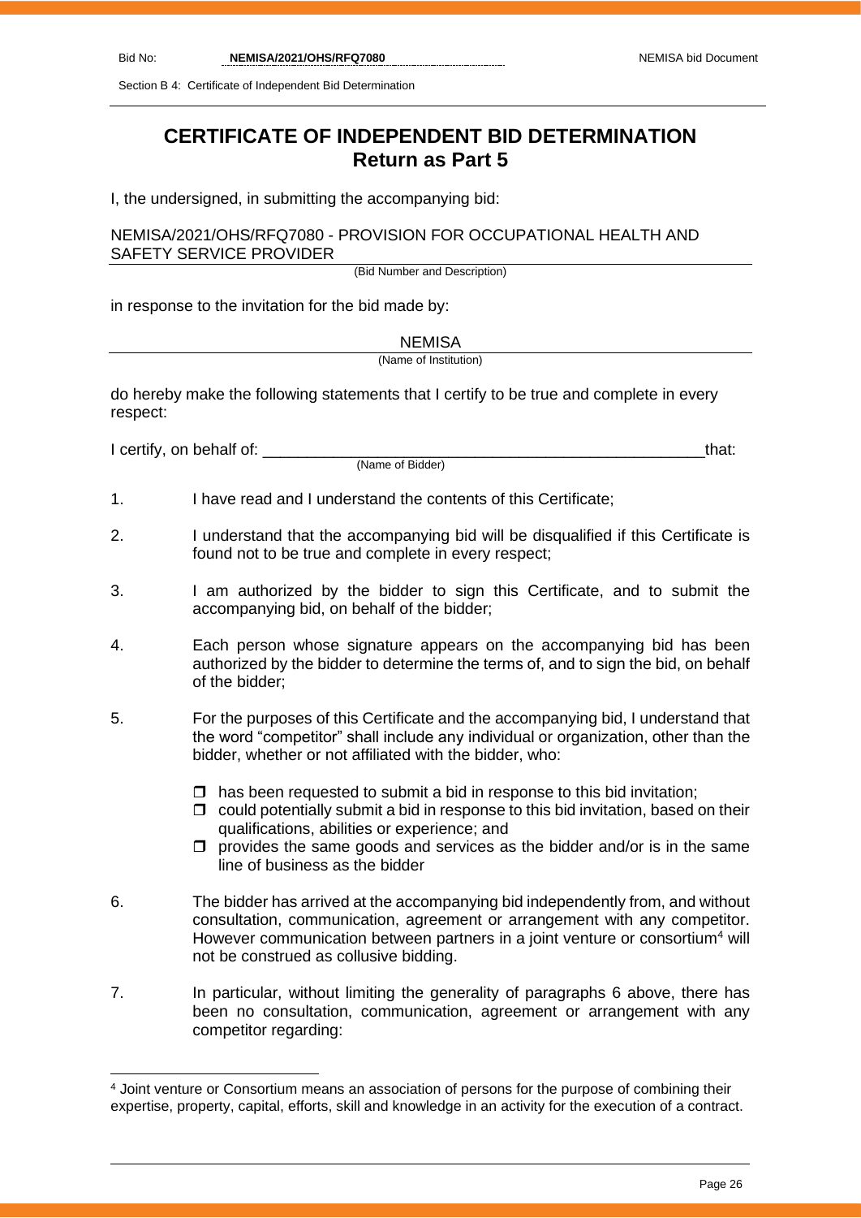# CERTIFICATE OF INDEPENDENT BID DETERMINATION
## Return as Part 5

I, the undersigned, in submitting the accompanying bid:

NEMISA/2021/OHS/RFQ7080 - PROVISION FOR OCCUPATIONAL HEALTH AND SAFETY SERVICE PROVIDER

(Bid Number and Description)

in response to the invitation for the bid made by:

NEMISA

(Name of Institution)

do hereby make the following statements that I certify to be true and complete in every respect:

I certify, on behalf of: ___________________________________________________that:

(Name of Bidder)

1. I have read and I understand the contents of this Certificate;

2. I understand that the accompanying bid will be disqualified if this Certificate is found not to be true and complete in every respect;

3. I am authorized by the bidder to sign this Certificate, and to submit the accompanying bid, on behalf of the bidder;

4. Each person whose signature appears on the accompanying bid has been authorized by the bidder to determine the terms of, and to sign the bid, on behalf of the bidder;

5. For the purposes of this Certificate and the accompanying bid, I understand that the word "competitor" shall include any individual or organization, other than the bidder, whether or not affiliated with the bidder, who:

   - ☐ has been requested to submit a bid in response to this bid invitation;
   - ☐ could potentially submit a bid in response to this bid invitation, based on their qualifications, abilities or experience; and
   - ☐ provides the same goods and services as the bidder and/or is in the same line of business as the bidder

6. The bidder has arrived at the accompanying bid independently from, and without consultation, communication, agreement or arrangement with any competitor. However communication between partners in a joint venture or consortium[4] will not be construed as collusive bidding.

7. In particular, without limiting the generality of paragraphs 6 above, there has been no consultation, communication, agreement or arrangement with any competitor regarding:

---

[4] Joint venture or Consortium means an association of persons for the purpose of combining their expertise, property, capital, efforts, skill and knowledge in an activity for the execution of a contract.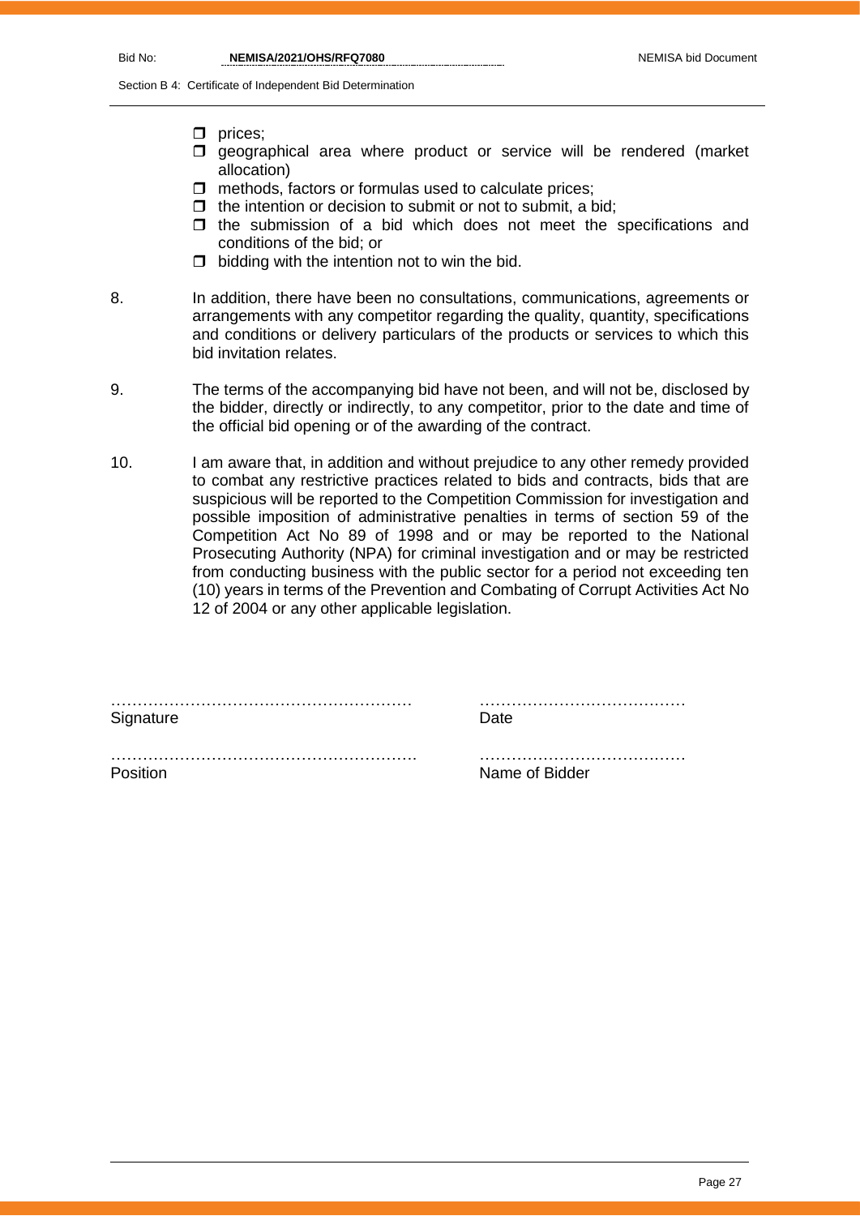- ❒ prices;
- ❒ geographical area where product or service will be rendered (market allocation)
- ❒ methods, factors or formulas used to calculate prices;
- ❒ the intention or decision to submit or not to submit, a bid;
- ❒ the submission of a bid which does not meet the specifications and conditions of the bid; or
- ❒ bidding with the intention not to win the bid.

8. In addition, there have been no consultations, communications, agreements or arrangements with any competitor regarding the quality, quantity, specifications and conditions or delivery particulars of the products or services to which this bid invitation relates.

9. The terms of the accompanying bid have not been, and will not be, disclosed by the bidder, directly or indirectly, to any competitor, prior to the date and time of the official bid opening or of the awarding of the contract.

10. I am aware that, in addition and without prejudice to any other remedy provided to combat any restrictive practices related to bids and contracts, bids that are suspicious will be reported to the Competition Commission for investigation and possible imposition of administrative penalties in terms of section 59 of the Competition Act No 89 of 1998 and or may be reported to the National Prosecuting Authority (NPA) for criminal investigation and or may be restricted from conducting business with the public sector for a period not exceeding ten (10) years in terms of the Prevention and Combating of Corrupt Activities Act No 12 of 2004 or any other applicable legislation.

| | |
|---|---|
| ……………………………………………… | ………………………………… |
| Signature | Date |
| ……………………………………………… | ………………………………… |
| Position | Name of Bidder |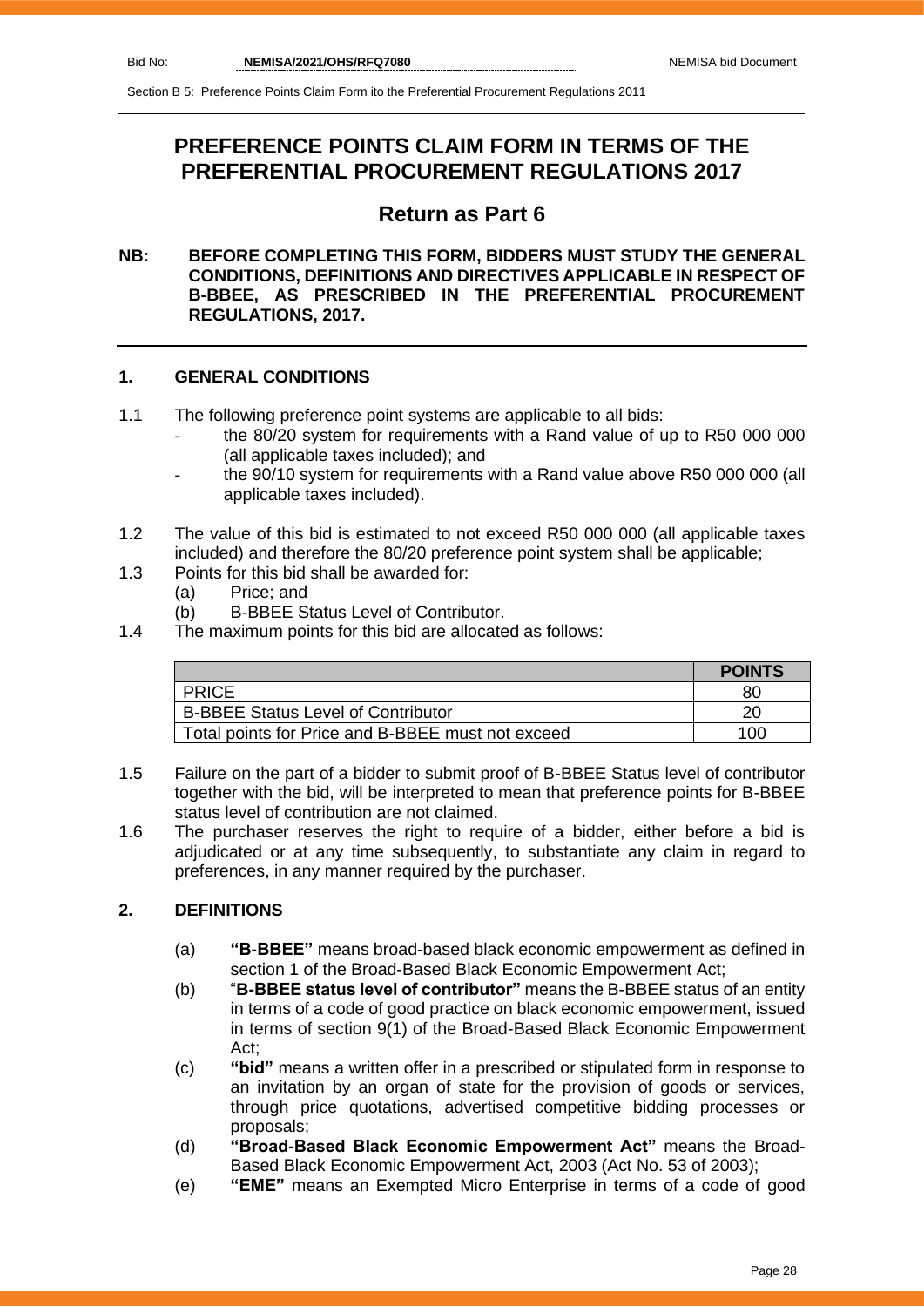# PREFERENCE POINTS CLAIM FORM IN TERMS OF THE PREFERENTIAL PROCUREMENT REGULATIONS 2017

## Return as Part 6

**NB: BEFORE COMPLETING THIS FORM, BIDDERS MUST STUDY THE GENERAL CONDITIONS, DEFINITIONS AND DIRECTIVES APPLICABLE IN RESPECT OF B-BBEE, AS PRESCRIBED IN THE PREFERENTIAL PROCUREMENT REGULATIONS, 2017.**

### 1. GENERAL CONDITIONS

1.1 The following preference point systems are applicable to all bids:
- the 80/20 system for requirements with a Rand value of up to R50 000 000 (all applicable taxes included); and
- the 90/10 system for requirements with a Rand value above R50 000 000 (all applicable taxes included).

1.2 The value of this bid is estimated to not exceed R50 000 000 (all applicable taxes included) and therefore the 80/20 preference point system shall be applicable;

1.3 Points for this bid shall be awarded for:
  (a) Price; and
  (b) B-BBEE Status Level of Contributor.

1.4 The maximum points for this bid are allocated as follows:

| | POINTS |
|---|---|
| PRICE | 80 |
| B-BBEE Status Level of Contributor | 20 |
| Total points for Price and B-BBEE must not exceed | 100 |

1.5 Failure on the part of a bidder to submit proof of B-BBEE Status level of contributor together with the bid, will be interpreted to mean that preference points for B-BBEE status level of contribution are not claimed.

1.6 The purchaser reserves the right to require of a bidder, either before a bid is adjudicated or at any time subsequently, to substantiate any claim in regard to preferences, in any manner required by the purchaser.

### 2. DEFINITIONS

(a) **"B-BBEE"** means broad-based black economic empowerment as defined in section 1 of the Broad-Based Black Economic Empowerment Act;

(b) "**B-BBEE status level of contributor"** means the B-BBEE status of an entity in terms of a code of good practice on black economic empowerment, issued in terms of section 9(1) of the Broad-Based Black Economic Empowerment Act;

(c) **"bid"** means a written offer in a prescribed or stipulated form in response to an invitation by an organ of state for the provision of goods or services, through price quotations, advertised competitive bidding processes or proposals;

(d) **"Broad-Based Black Economic Empowerment Act"** means the Broad-Based Black Economic Empowerment Act, 2003 (Act No. 53 of 2003);

(e) **"EME"** means an Exempted Micro Enterprise in terms of a code of good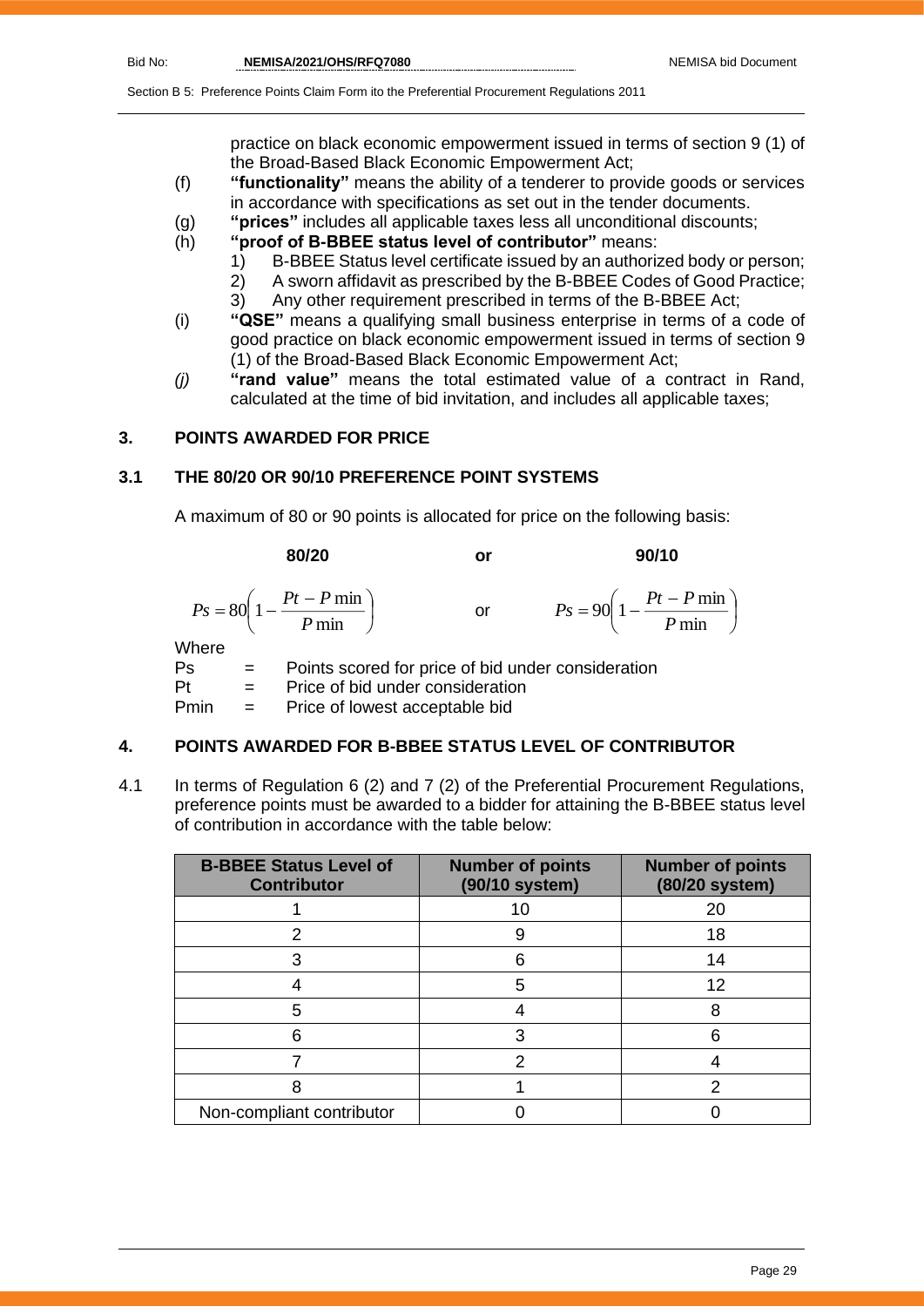practice on black economic empowerment issued in terms of section 9 (1) of the Broad-Based Black Economic Empowerment Act;

(f) **"functionality"** means the ability of a tenderer to provide goods or services in accordance with specifications as set out in the tender documents.

(g) **"prices"** includes all applicable taxes less all unconditional discounts;

(h) **"proof of B-BBEE status level of contributor"** means:
   1) B-BBEE Status level certificate issued by an authorized body or person;
   2) A sworn affidavit as prescribed by the B-BBEE Codes of Good Practice;
   3) Any other requirement prescribed in terms of the B-BBEE Act;

(i) **"QSE"** means a qualifying small business enterprise in terms of a code of good practice on black economic empowerment issued in terms of section 9 (1) of the Broad-Based Black Economic Empowerment Act;

*(j)* **"rand value"** means the total estimated value of a contract in Rand, calculated at the time of bid invitation, and includes all applicable taxes;

## 3. POINTS AWARDED FOR PRICE

### 3.1 THE 80/20 OR 90/10 PREFERENCE POINT SYSTEMS

A maximum of 80 or 90 points is allocated for price on the following basis:

**80/20** or **90/10**

$$Ps = 80\left(1 - \frac{Pt - P\min}{P\min}\right) \quad \text{or} \quad Ps = 90\left(1 - \frac{Pt - P\min}{P\min}\right)$$

Where

Ps = Points scored for price of bid under consideration

Pt = Price of bid under consideration

Pmin = Price of lowest acceptable bid

## 4. POINTS AWARDED FOR B-BBEE STATUS LEVEL OF CONTRIBUTOR

4.1 In terms of Regulation 6 (2) and 7 (2) of the Preferential Procurement Regulations, preference points must be awarded to a bidder for attaining the B-BBEE status level of contribution in accordance with the table below:

| B-BBEE Status Level of Contributor | Number of points (90/10 system) | Number of points (80/20 system) |
|---|---|---|
| 1 | 10 | 20 |
| 2 | 9 | 18 |
| 3 | 6 | 14 |
| 4 | 5 | 12 |
| 5 | 4 | 8 |
| 6 | 3 | 6 |
| 7 | 2 | 4 |
| 8 | 1 | 2 |
| Non-compliant contributor | 0 | 0 |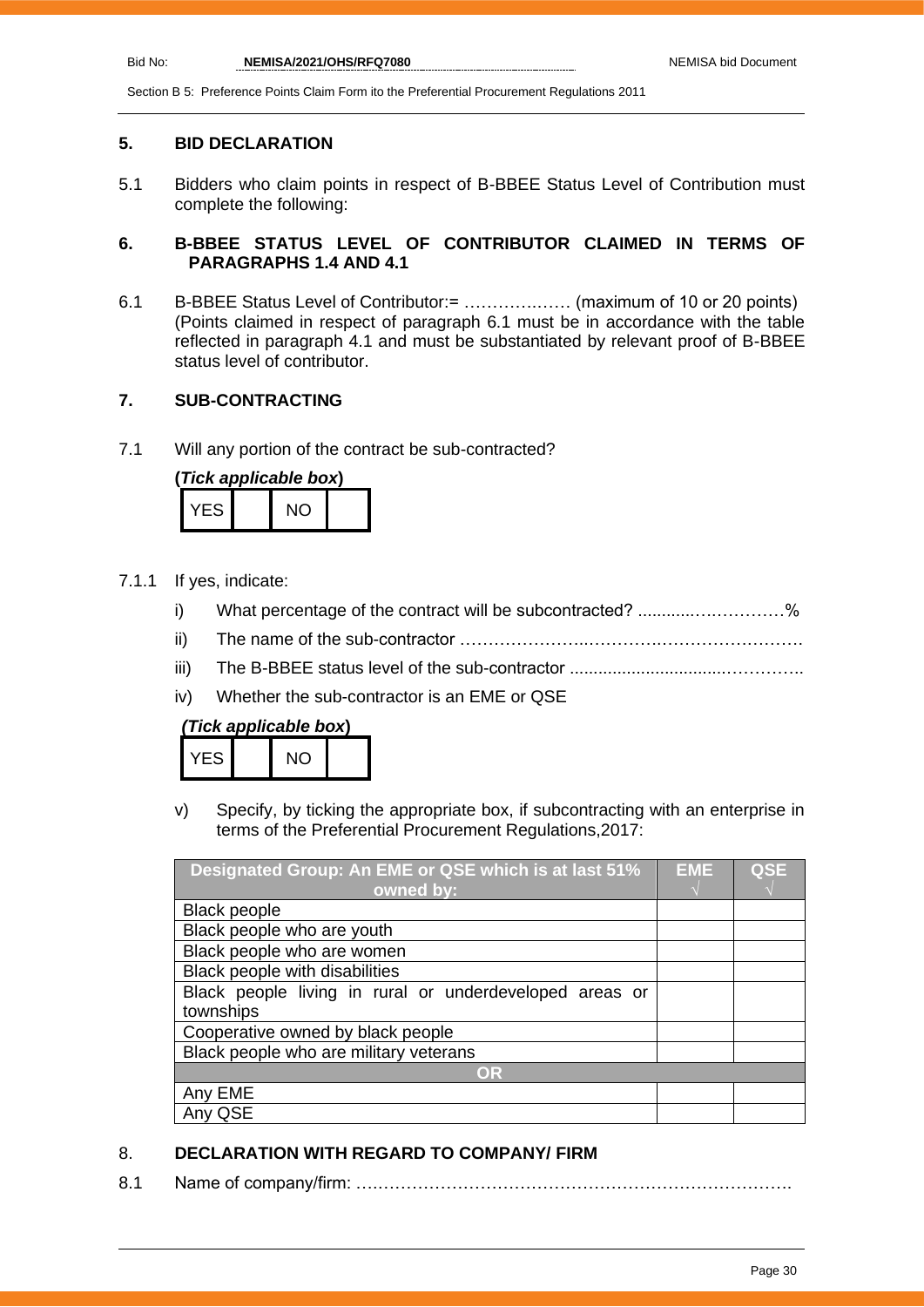## 5. BID DECLARATION

5.1 Bidders who claim points in respect of B-BBEE Status Level of Contribution must complete the following:

## 6. B-BBEE STATUS LEVEL OF CONTRIBUTOR CLAIMED IN TERMS OF PARAGRAPHS 1.4 AND 4.1

6.1 B-BBEE Status Level of Contributor:= ………….…… (maximum of 10 or 20 points) (Points claimed in respect of paragraph 6.1 must be in accordance with the table reflected in paragraph 4.1 and must be substantiated by relevant proof of B-BBEE status level of contributor.

## 7. SUB-CONTRACTING

7.1 Will any portion of the contract be sub-contracted?

**(*Tick applicable box*)**

| YES | | NO | |
|---|---|---|---|

7.1.1 If yes, indicate:

i) What percentage of the contract will be subcontracted? ............….…………%

ii) The name of the sub-contractor …………………..………….………………………

iii) The B-BBEE status level of the sub-contractor ................................……………..

iv) Whether the sub-contractor is an EME or QSE

***(Tick applicable box*)**

| YES | | NO | |
|---|---|---|---|

v) Specify, by ticking the appropriate box, if subcontracting with an enterprise in terms of the Preferential Procurement Regulations,2017:

| Designated Group: An EME or QSE which is at last 51% owned by: | EME √ | QSE √ |
|---|---|---|
| Black people | | |
| Black people who are youth | | |
| Black people who are women | | |
| Black people with disabilities | | |
| Black people living in rural or underdeveloped areas or townships | | |
| Cooperative owned by black people | | |
| Black people who are military veterans | | |
| **OR** | | |
| Any EME | | |
| Any QSE | | |

## 8. DECLARATION WITH REGARD TO COMPANY/ FIRM

8.1 Name of company/firm: ….……………………………………………………………….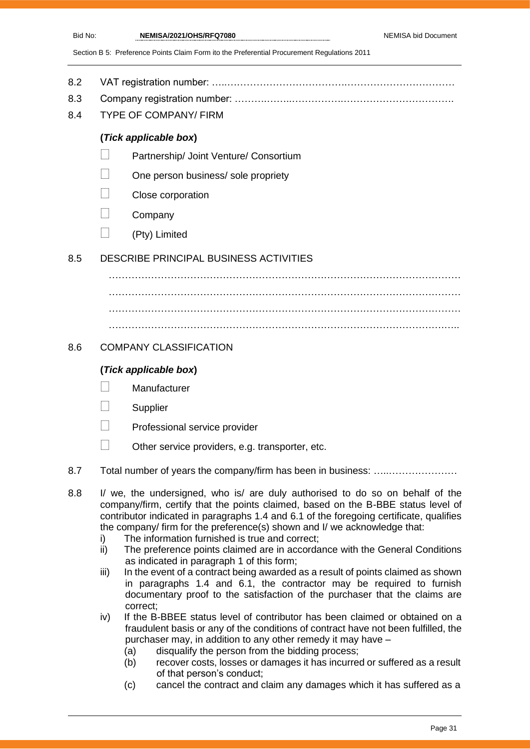8.2 VAT registration number: …..…………………………………….……………………………

8.3 Company registration number: ……….……..…………….…………………………….

8.4 TYPE OF COMPANY/ FIRM

**(*Tick applicable box*)**

- ☐ Partnership/ Joint Venture/ Consortium
- ☐ One person business/ sole propriety
- ☐ Close corporation
- ☐ Company
- ☐ (Pty) Limited

8.5 DESCRIBE PRINCIPAL BUSINESS ACTIVITIES

…………………………………………………………………………………………………

…………………………………………………………………………………………………

…………………………………………………………………………………………………

………………………………………………………………………………………………..

8.6 COMPANY CLASSIFICATION

**(*Tick applicable box*)**

- ☐ Manufacturer
- ☐ Supplier
- ☐ Professional service provider
- ☐ Other service providers, e.g. transporter, etc.

8.7 Total number of years the company/firm has been in business: …..…………………

8.8 I/ we, the undersigned, who is/ are duly authorised to do so on behalf of the company/firm, certify that the points claimed, based on the B-BBE status level of contributor indicated in paragraphs 1.4 and 6.1 of the foregoing certificate, qualifies the company/ firm for the preference(s) shown and I/ we acknowledge that:

i) The information furnished is true and correct;

ii) The preference points claimed are in accordance with the General Conditions as indicated in paragraph 1 of this form;

iii) In the event of a contract being awarded as a result of points claimed as shown in paragraphs 1.4 and 6.1, the contractor may be required to furnish documentary proof to the satisfaction of the purchaser that the claims are correct;

iv) If the B-BBEE status level of contributor has been claimed or obtained on a fraudulent basis or any of the conditions of contract have not been fulfilled, the purchaser may, in addition to any other remedy it may have –

(a) disqualify the person from the bidding process;

(b) recover costs, losses or damages it has incurred or suffered as a result of that person's conduct;

(c) cancel the contract and claim any damages which it has suffered as a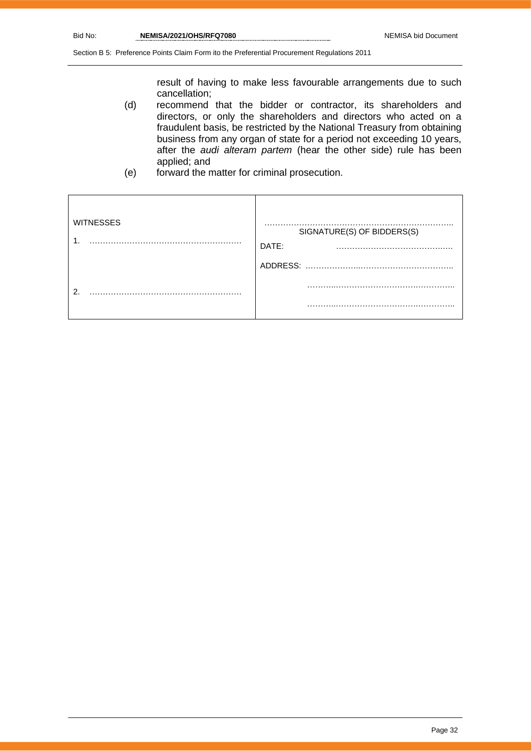result of having to make less favourable arrangements due to such cancellation;

(d) recommend that the bidder or contractor, its shareholders and directors, or only the shareholders and directors who acted on a fraudulent basis, be restricted by the National Treasury from obtaining business from any organ of state for a period not exceeding 10 years, after the *audi alteram partem* (hear the other side) rule has been applied; and

(e) forward the matter for criminal prosecution.

| WITNESSES | ……………………………………………………………. SIGNATURE(S) OF BIDDERS(S) |
|---|---|
| 1. ………………………………………………… | DATE: ………………………………….… |
| | ADDRESS: ……………….…………………………….. |
| 2. ………………………………………………… | ……….……………………….………….. |
| | ……….……………………….………….. |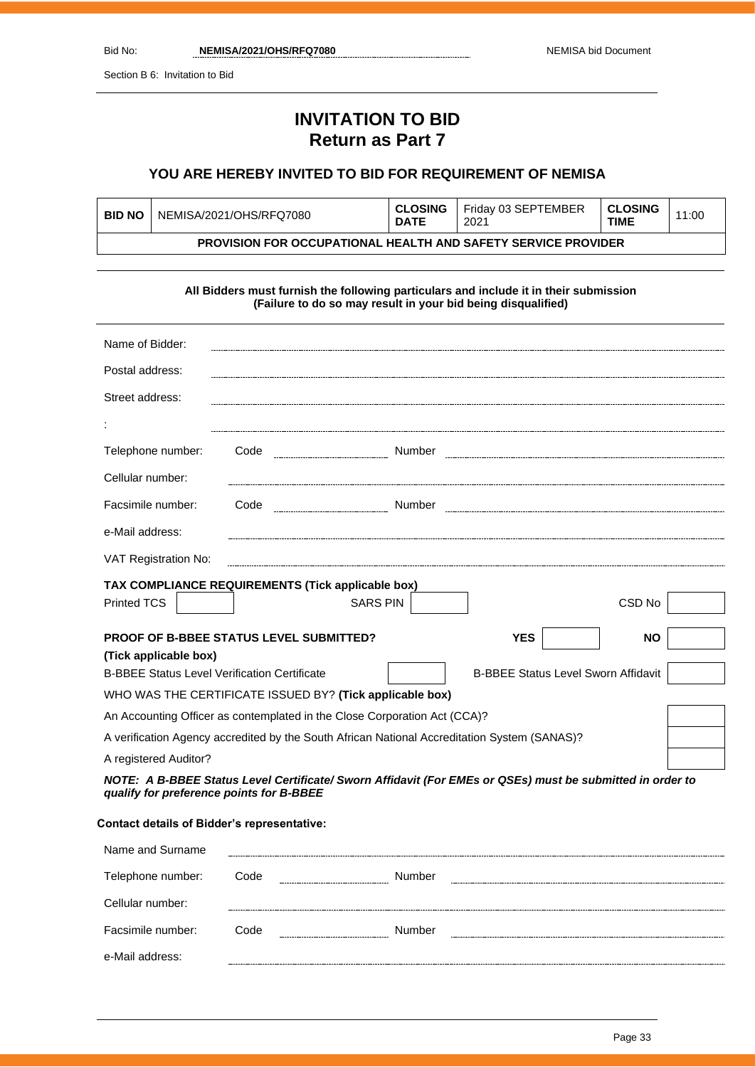Section B 6: Invitation to Bid

# INVITATION TO BID
## Return as Part 7

### YOU ARE HEREBY INVITED TO BID FOR REQUIREMENT OF NEMISA

| **BID NO** | NEMISA/2021/OHS/RFQ7080 | **CLOSING DATE** | Friday 03 SEPTEMBER 2021 | **CLOSING TIME** | 11:00 |
|---|---|---|---|---|---|
| **PROVISION FOR OCCUPATIONAL HEALTH AND SAFETY SERVICE PROVIDER** | | | | | |

**All Bidders must furnish the following particulars and include it in their submission**
**(Failure to do so may result in your bid being disqualified)**

Name of Bidder: ........................................

Postal address: ........................................

Street address: ........................................

: ........................................

Telephone number: Code .................... Number ....................

Cellular number: ........................................

Facsimile number: Code .................... Number ....................

e-Mail address: ........................................

VAT Registration No: ........................................

**TAX COMPLIANCE REQUIREMENTS (Tick applicable box)**

| Printed TCS | | SARS PIN | | CSD No | |
|---|---|---|---|---|---|

| **PROOF OF B-BBEE STATUS LEVEL SUBMITTED? (Tick applicable box)** | **YES** | | **NO** | |
|---|---|---|---|---|

| B-BBEE Status Level Verification Certificate | | B-BBEE Status Level Sworn Affidavit | |
|---|---|---|---|

WHO WAS THE CERTIFICATE ISSUED BY? **(Tick applicable box)**

| | |
|---|---|
| An Accounting Officer as contemplated in the Close Corporation Act (CCA)? | |
| A verification Agency accredited by the South African National Accreditation System (SANAS)? | |
| A registered Auditor? | |

***NOTE: A B-BBEE Status Level Certificate/ Sworn Affidavit (For EMEs or QSEs) must be submitted in order to qualify for preference points for B-BBEE***

**Contact details of Bidder's representative:**

Name and Surname ........................................

Telephone number: Code .................... Number ....................

Cellular number: ........................................

Facsimile number: Code .................... Number ....................

e-Mail address: ........................................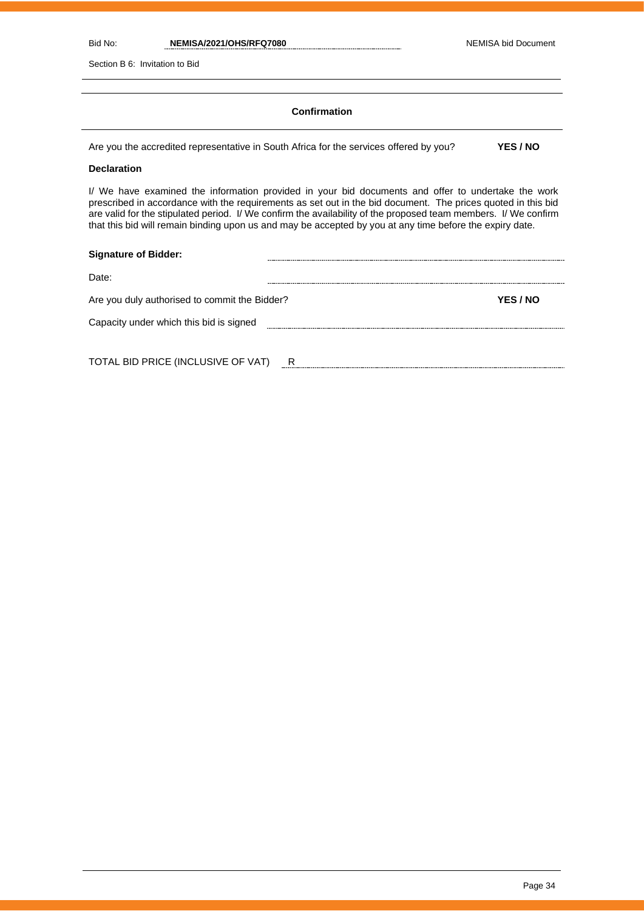## Confirmation

Are you the accredited representative in South Africa for the services offered by you? **YES / NO**

**Declaration**

I/ We have examined the information provided in your bid documents and offer to undertake the work prescribed in accordance with the requirements as set out in the bid document. The prices quoted in this bid are valid for the stipulated period. I/ We confirm the availability of the proposed team members. I/ We confirm that this bid will remain binding upon us and may be accepted by you at any time before the expiry date.

**Signature of Bidder:** ............................................................

Date: ............................................................

Are you duly authorised to commit the Bidder? **YES / NO**

Capacity under which this bid is signed ............................................................

TOTAL BID PRICE (INCLUSIVE OF VAT) R ............................................................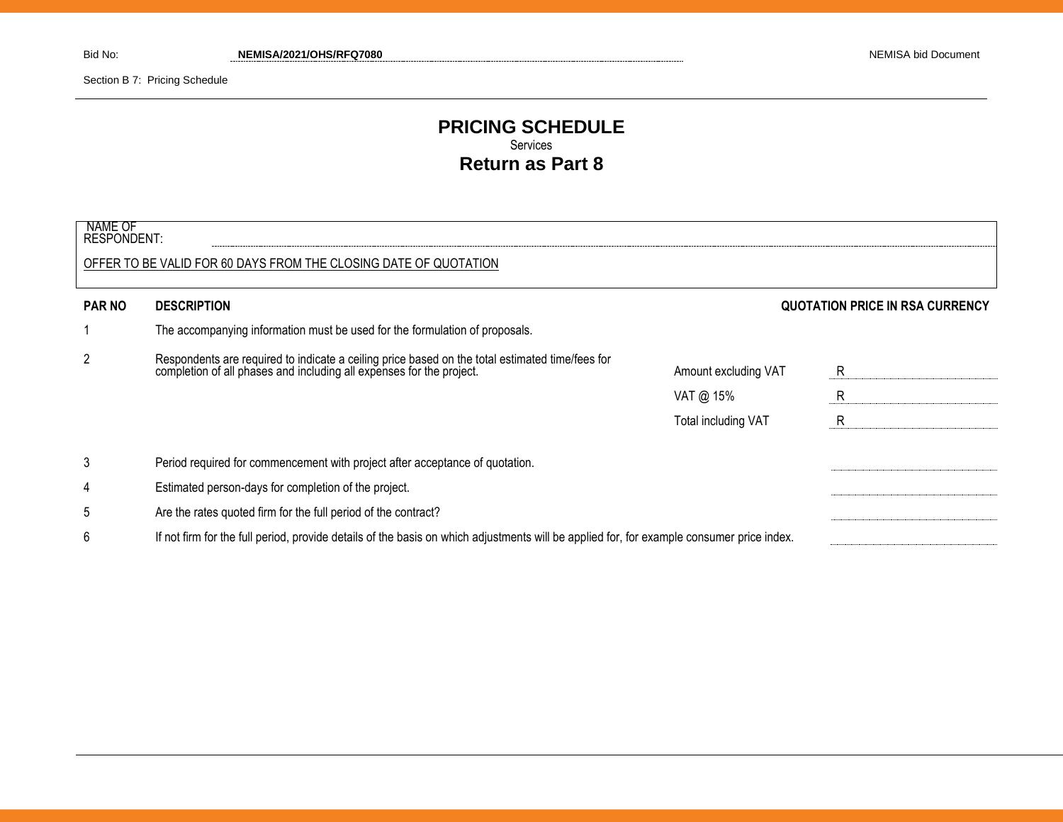Bid No: **NEMISA/2021/OHS/RFQ7080**

Section B 7: Pricing Schedule

# PRICING SCHEDULE

Services

## Return as Part 8

NAME OF RESPONDENT: ..............................................................................................

OFFER TO BE VALID FOR 60 DAYS FROM THE CLOSING DATE OF QUOTATION

| PAR NO | DESCRIPTION | | QUOTATION PRICE IN RSA CURRENCY |
|---|---|---|---|
| 1 | The accompanying information must be used for the formulation of proposals. | | |
| 2 | Respondents are required to indicate a ceiling price based on the total estimated time/fees for completion of all phases and including all expenses for the project. | Amount excluding VAT | R |
| | | VAT @ 15% | R |
| | | Total including VAT | R |
| 3 | Period required for commencement with project after acceptance of quotation. | | |
| 4 | Estimated person-days for completion of the project. | | |
| 5 | Are the rates quoted firm for the full period of the contract? | | |
| 6 | If not firm for the full period, provide details of the basis on which adjustments will be applied for, for example consumer price index. | | |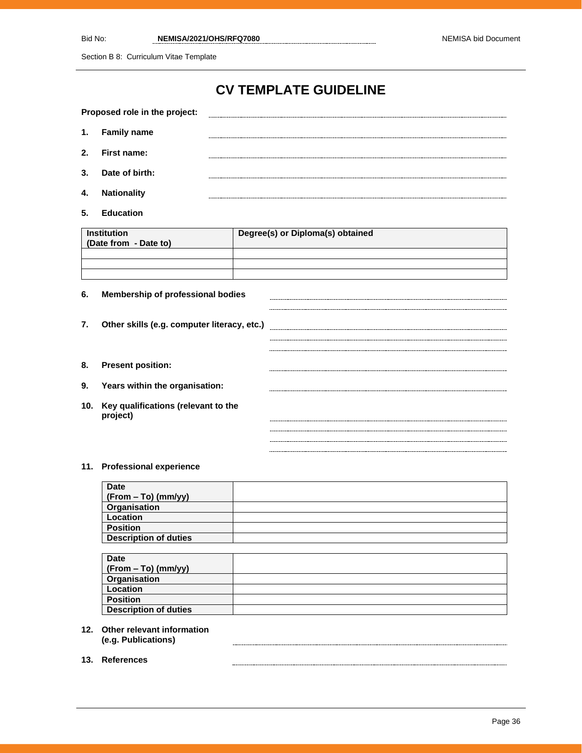# CV TEMPLATE GUIDELINE

**Proposed role in the project:** ..................................................

1. **Family name** ..................................................
2. **First name:** ..................................................
3. **Date of birth:** ..................................................
4. **Nationality** ..................................................
5. **Education**

| Institution (Date from - Date to) | Degree(s) or Diploma(s) obtained |
|---|---|
| | |
| | |
| | |

6. **Membership of professional bodies** ..................................................
7. **Other skills (e.g. computer literacy, etc.)** ..................................................
8. **Present position:** ..................................................
9. **Years within the organisation:** ..................................................
10. **Key qualifications (relevant to the project)** ..................................................
11. **Professional experience**

| | |
|---|---|
| **Date (From – To) (mm/yy)** | |
| **Organisation** | |
| **Location** | |
| **Position** | |
| **Description of duties** | |

| | |
|---|---|
| **Date (From – To) (mm/yy)** | |
| **Organisation** | |
| **Location** | |
| **Position** | |
| **Description of duties** | |

12. **Other relevant information (e.g. Publications)** ..................................................
13. **References** ..................................................